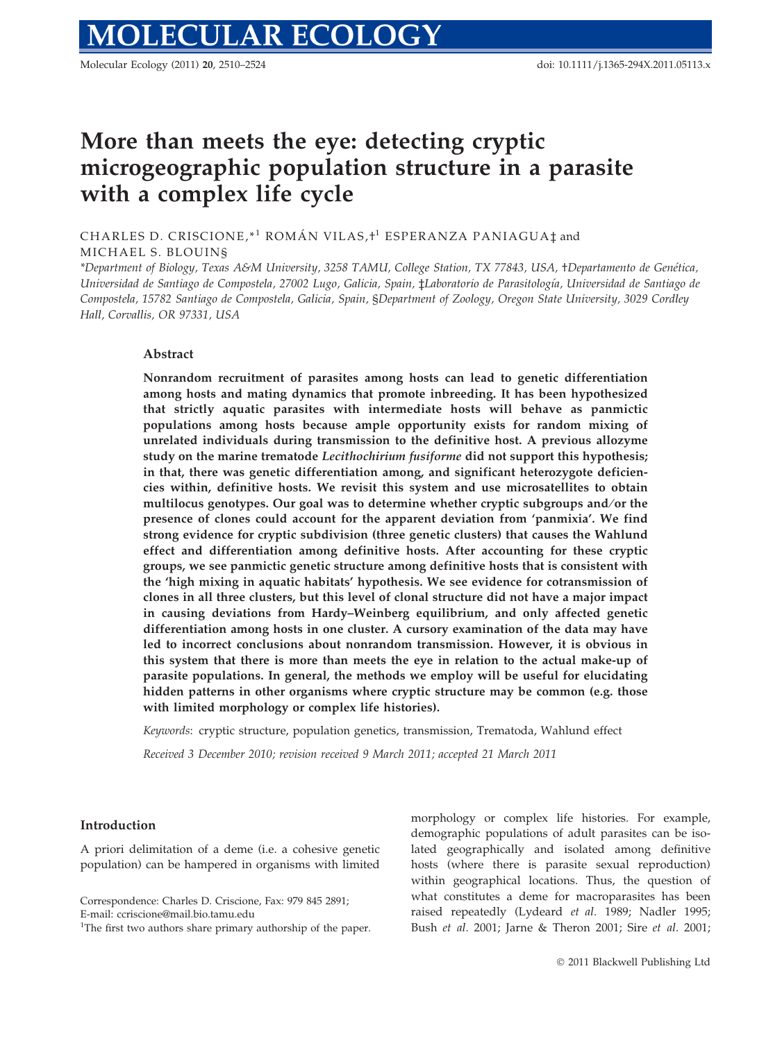# More than meets the eye: detecting cryptic microgeographic population structure in a parasite with a complex life cycle

CHARLES D. CRISCIONE,*[1] ROMÁN VILAS,†[1] ESPERANZA PANIAGUA‡ and MICHAEL S. BLOUIN§

*Department of Biology, Texas A&M University, 3258 TAMU, College Station, TX 77843, USA, †Departamento de Genética, Universidad de Santiago de Compostela, 27002 Lugo, Galicia, Spain, ‡Laboratorio de Parasitología, Universidad de Santiago de Compostela, 15782 Santiago de Compostela, Galicia, Spain, §Department of Zoology, Oregon State University, 3029 Cordley Hall, Corvallis, OR 97331, USA*

## Abstract

**Nonrandom recruitment of parasites among hosts can lead to genetic differentiation among hosts and mating dynamics that promote inbreeding. It has been hypothesized that strictly aquatic parasites with intermediate hosts will behave as panmictic populations among hosts because ample opportunity exists for random mixing of unrelated individuals during transmission to the definitive host. A previous allozyme study on the marine trematode *Lecithochirium fusiforme* did not support this hypothesis; in that, there was genetic differentiation among, and significant heterozygote deficiencies within, definitive hosts. We revisit this system and use microsatellites to obtain multilocus genotypes. Our goal was to determine whether cryptic subgroups and/or the presence of clones could account for the apparent deviation from 'panmixia'. We find strong evidence for cryptic subdivision (three genetic clusters) that causes the Wahlund effect and differentiation among definitive hosts. After accounting for these cryptic groups, we see panmictic genetic structure among definitive hosts that is consistent with the 'high mixing in aquatic habitats' hypothesis. We see evidence for cotransmission of clones in all three clusters, but this level of clonal structure did not have a major impact in causing deviations from Hardy–Weinberg equilibrium, and only affected genetic differentiation among hosts in one cluster. A cursory examination of the data may have led to incorrect conclusions about nonrandom transmission. However, it is obvious in this system that there is more than meets the eye in relation to the actual make-up of parasite populations. In general, the methods we employ will be useful for elucidating hidden patterns in other organisms where cryptic structure may be common (e.g. those with limited morphology or complex life histories).**

*Keywords*: cryptic structure, population genetics, transmission, Trematoda, Wahlund effect

*Received 3 December 2010; revision received 9 March 2011; accepted 21 March 2011*

## Introduction

A priori delimitation of a deme (i.e. a cohesive genetic population) can be hampered in organisms with limited morphology or complex life histories. For example, demographic populations of adult parasites can be isolated geographically and isolated among definitive hosts (where there is parasite sexual reproduction) within geographical locations. Thus, the question of what constitutes a deme for macroparasites has been raised repeatedly (Lydeard *et al.* 1989; Nadler 1995; Bush *et al.* 2001; Jarne & Theron 2001; Sire *et al.* 2001;

Correspondence: Charles D. Criscione, Fax: 979 845 2891; E-mail: ccriscione@mail.bio.tamu.edu

[1]The first two authors share primary authorship of the paper.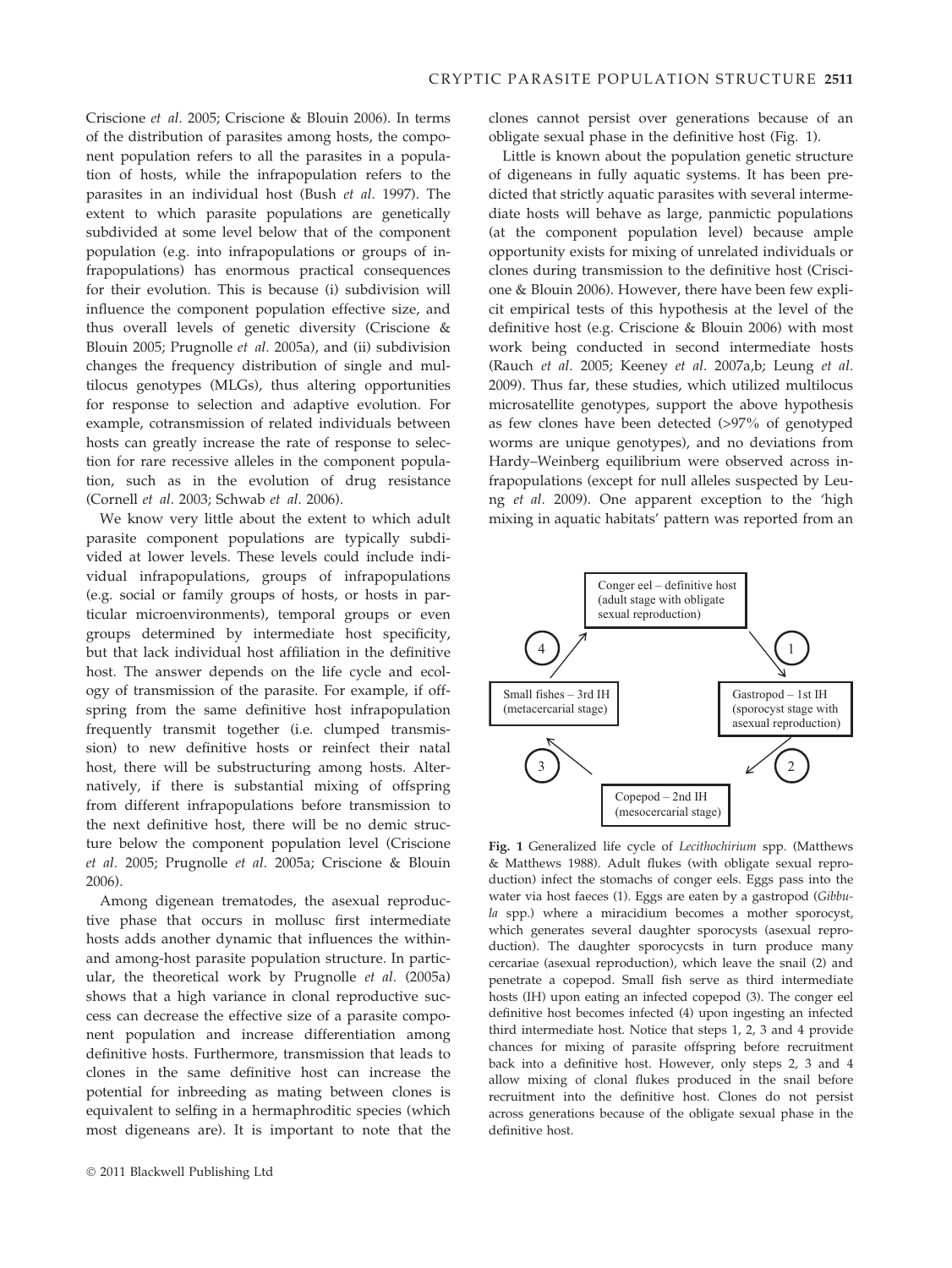Criscione *et al.* 2005; Criscione & Blouin 2006). In terms of the distribution of parasites among hosts, the component population refers to all the parasites in a population of hosts, while the infrapopulation refers to the parasites in an individual host (Bush *et al.* 1997). The extent to which parasite populations are genetically subdivided at some level below that of the component population (e.g. into infrapopulations or groups of infrapopulations) has enormous practical consequences for their evolution. This is because (i) subdivision will influence the component population effective size, and thus overall levels of genetic diversity (Criscione & Blouin 2005; Prugnolle *et al.* 2005a), and (ii) subdivision changes the frequency distribution of single and multilocus genotypes (MLGs), thus altering opportunities for response to selection and adaptive evolution. For example, cotransmission of related individuals between hosts can greatly increase the rate of response to selection for rare recessive alleles in the component population, such as in the evolution of drug resistance (Cornell *et al.* 2003; Schwab *et al.* 2006).

We know very little about the extent to which adult parasite component populations are typically subdivided at lower levels. These levels could include individual infrapopulations, groups of infrapopulations (e.g. social or family groups of hosts, or hosts in particular microenvironments), temporal groups or even groups determined by intermediate host specificity, but that lack individual host affiliation in the definitive host. The answer depends on the life cycle and ecology of transmission of the parasite. For example, if offspring from the same definitive host infrapopulation frequently transmit together (i.e. clumped transmission) to new definitive hosts or reinfect their natal host, there will be substructuring among hosts. Alternatively, if there is substantial mixing of offspring from different infrapopulations before transmission to the next definitive host, there will be no demic structure below the component population level (Criscione *et al.* 2005; Prugnolle *et al.* 2005a; Criscione & Blouin 2006).

Among digenean trematodes, the asexual reproductive phase that occurs in mollusc first intermediate hosts adds another dynamic that influences the within- and among-host parasite population structure. In particular, the theoretical work by Prugnolle *et al.* (2005a) shows that a high variance in clonal reproductive success can decrease the effective size of a parasite component population and increase differentiation among definitive hosts. Furthermore, transmission that leads to clones in the same definitive host can increase the potential for inbreeding as mating between clones is equivalent to selfing in a hermaphroditic species (which most digeneans are). It is important to note that the clones cannot persist over generations because of an obligate sexual phase in the definitive host (Fig. 1).

Little is known about the population genetic structure of digeneans in fully aquatic systems. It has been predicted that strictly aquatic parasites with several intermediate hosts will behave as large, panmictic populations (at the component population level) because ample opportunity exists for mixing of unrelated individuals or clones during transmission to the definitive host (Criscione & Blouin 2006). However, there have been few explicit empirical tests of this hypothesis at the level of the definitive host (e.g. Criscione & Blouin 2006) with most work being conducted in second intermediate hosts (Rauch *et al.* 2005; Keeney *et al.* 2007a,b; Leung *et al.* 2009). Thus far, these studies, which utilized multilocus microsatellite genotypes, support the above hypothesis as few clones have been detected (>97% of genotyped worms are unique genotypes), and no deviations from Hardy–Weinberg equilibrium were observed across infrapopulations (except for null alleles suspected by Leung *et al.* 2009). One apparent exception to the 'high mixing in aquatic habitats' pattern was reported from an

Conger eel – definitive host (adult stage with obligate sexual reproduction) → (1) → Gastropod – 1st IH (sporocyst stage with asexual reproduction) → (2) → Copepod – 2nd IH (mesocercarial stage) → (3) → Small fishes – 3rd IH (metacercarial stage) → (4) → Conger eel – definitive host

**Fig. 1** Generalized life cycle of *Lecithochirium* spp. (Matthews & Matthews 1988). Adult flukes (with obligate sexual reproduction) infect the stomachs of conger eels. Eggs pass into the water via host faeces (1). Eggs are eaten by a gastropod (*Gibbula* spp.) where a miracidium becomes a mother sporocyst, which generates several daughter sporocysts (asexual reproduction). The daughter sporocycsts in turn produce many cercariae (asexual reproduction), which leave the snail (2) and penetrate a copepod. Small fish serve as third intermediate hosts (IH) upon eating an infected copepod (3). The conger eel definitive host becomes infected (4) upon ingesting an infected third intermediate host. Notice that steps 1, 2, 3 and 4 provide chances for mixing of parasite offspring before recruitment back into a definitive host. However, only steps 2, 3 and 4 allow mixing of clonal flukes produced in the snail before recruitment into the definitive host. Clones do not persist across generations because of the obligate sexual phase in the definitive host.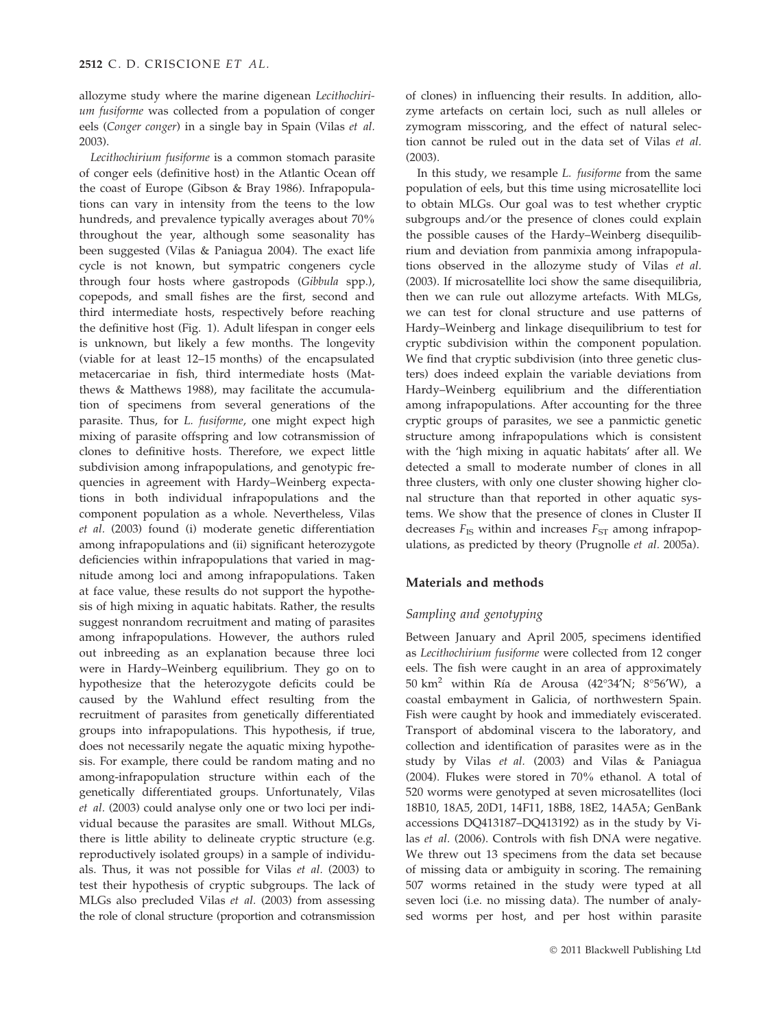allozyme study where the marine digenean *Lecithochirium fusiforme* was collected from a population of conger eels (*Conger conger*) in a single bay in Spain (Vilas *et al.* 2003).

*Lecithochirium fusiforme* is a common stomach parasite of conger eels (definitive host) in the Atlantic Ocean off the coast of Europe (Gibson & Bray 1986). Infrapopulations can vary in intensity from the teens to the low hundreds, and prevalence typically averages about 70% throughout the year, although some seasonality has been suggested (Vilas & Paniagua 2004). The exact life cycle is not known, but sympatric congeners cycle through four hosts where gastropods (*Gibbula* spp.), copepods, and small fishes are the first, second and third intermediate hosts, respectively before reaching the definitive host (Fig. 1). Adult lifespan in conger eels is unknown, but likely a few months. The longevity (viable for at least 12–15 months) of the encapsulated metacercariae in fish, third intermediate hosts (Matthews & Matthews 1988), may facilitate the accumulation of specimens from several generations of the parasite. Thus, for *L. fusiforme*, one might expect high mixing of parasite offspring and low cotransmission of clones to definitive hosts. Therefore, we expect little subdivision among infrapopulations, and genotypic frequencies in agreement with Hardy–Weinberg expectations in both individual infrapopulations and the component population as a whole. Nevertheless, Vilas *et al.* (2003) found (i) moderate genetic differentiation among infrapopulations and (ii) significant heterozygote deficiencies within infrapopulations that varied in magnitude among loci and among infrapopulations. Taken at face value, these results do not support the hypothesis of high mixing in aquatic habitats. Rather, the results suggest nonrandom recruitment and mating of parasites among infrapopulations. However, the authors ruled out inbreeding as an explanation because three loci were in Hardy–Weinberg equilibrium. They go on to hypothesize that the heterozygote deficits could be caused by the Wahlund effect resulting from the recruitment of parasites from genetically differentiated groups into infrapopulations. This hypothesis, if true, does not necessarily negate the aquatic mixing hypothesis. For example, there could be random mating and no among-infrapopulation structure within each of the genetically differentiated groups. Unfortunately, Vilas *et al.* (2003) could analyse only one or two loci per individual because the parasites are small. Without MLGs, there is little ability to delineate cryptic structure (e.g. reproductively isolated groups) in a sample of individuals. Thus, it was not possible for Vilas *et al.* (2003) to test their hypothesis of cryptic subgroups. The lack of MLGs also precluded Vilas *et al.* (2003) from assessing the role of clonal structure (proportion and cotransmission of clones) in influencing their results. In addition, allozyme artefacts on certain loci, such as null alleles or zymogram misscoring, and the effect of natural selection cannot be ruled out in the data set of Vilas *et al.* (2003).

In this study, we resample *L. fusiforme* from the same population of eels, but this time using microsatellite loci to obtain MLGs. Our goal was to test whether cryptic subgroups and/or the presence of clones could explain the possible causes of the Hardy–Weinberg disequilibrium and deviation from panmixia among infrapopulations observed in the allozyme study of Vilas *et al.* (2003). If microsatellite loci show the same disequilibria, then we can rule out allozyme artefacts. With MLGs, we can test for clonal structure and use patterns of Hardy–Weinberg and linkage disequilibrium to test for cryptic subdivision within the component population. We find that cryptic subdivision (into three genetic clusters) does indeed explain the variable deviations from Hardy–Weinberg equilibrium and the differentiation among infrapopulations. After accounting for the three cryptic groups of parasites, we see a panmictic genetic structure among infrapopulations which is consistent with the 'high mixing in aquatic habitats' after all. We detected a small to moderate number of clones in all three clusters, with only one cluster showing higher clonal structure than that reported in other aquatic systems. We show that the presence of clones in Cluster II decreases $F_{IS}$ within and increases $F_{ST}$ among infrapopulations, as predicted by theory (Prugnolle *et al.* 2005a).

## Materials and methods

### Sampling and genotyping

Between January and April 2005, specimens identified as *Lecithochirium fusiforme* were collected from 12 conger eels. The fish were caught in an area of approximately 50 km$^2$ within Ría de Arousa (42°34′N; 8°56′W), a coastal embayment in Galicia, of northwestern Spain. Fish were caught by hook and immediately eviscerated. Transport of abdominal viscera to the laboratory, and collection and identification of parasites were as in the study by Vilas *et al.* (2003) and Vilas & Paniagua (2004). Flukes were stored in 70% ethanol. A total of 520 worms were genotyped at seven microsatellites (loci 18B10, 18A5, 20D1, 14F11, 18B8, 18E2, 14A5A; GenBank accessions DQ413187–DQ413192) as in the study by Vilas *et al.* (2006). Controls with fish DNA were negative. We threw out 13 specimens from the data set because of missing data or ambiguity in scoring. The remaining 507 worms retained in the study were typed at all seven loci (i.e. no missing data). The number of analysed worms per host, and per host within parasite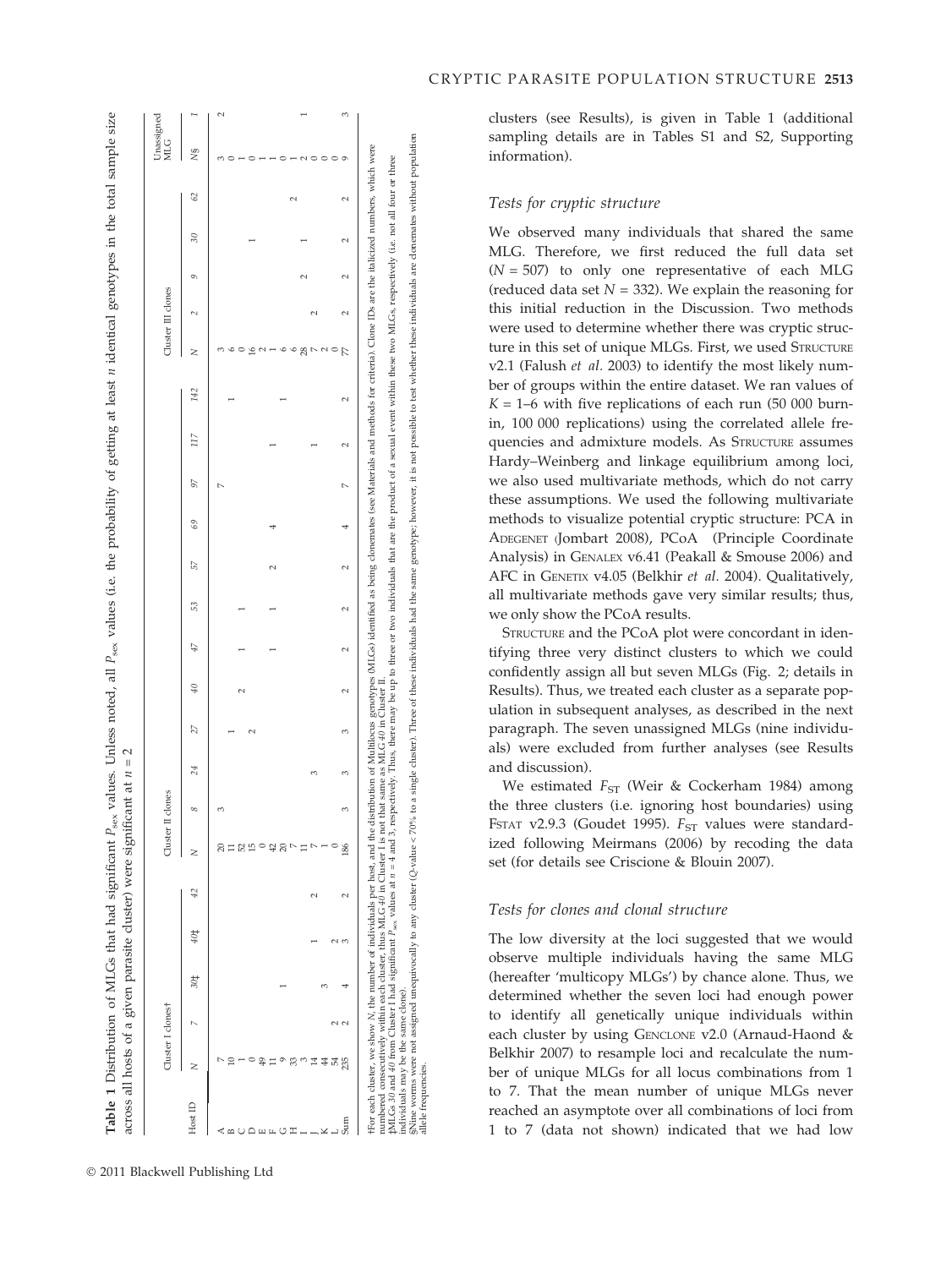**Table 1** Distribution of MLGs that had significant $P_{sex}$ values. Unless noted, all $P_{sex}$ values (i.e. the probability of getting at least $n$ identical genotypes in the total sample size across all hosts of a given parasite cluster) were significant at $n = 2$

| Host ID | Cluster I clones† | | | | | Cluster II clones | | | | | | | | | | | | Cluster III clones | | | | | Unassigned MLG | |
|---|---|---|---|---|---|---|---|---|---|---|---|---|---|---|---|---|---|---|---|---|---|---|---|---|
| | *N* | *7* | *30*‡ | *40*‡ | *42* | *N* | *8* | *24* | *27* | *40* | *47* | *53* | *57* | *69* | *97* | *117* | *142* | *N* | *2* | *9* | *30* | *62* | *N*§ | *1* |
| A | 7 | | | | | 20 | 3 | | | | | | | | 7 | | | 3 | | | | | 3 | 2 |
| B | 10 | | | | | 11 | | | 1 | | | | | | | | 1 | 6 | | | | | 0 | |
| C | 1 | | | | | 52 | | | | 2 | 1 | 1 | | | | | | 0 | | | | | 1 | |
| D | 0 | | | | | 15 | | | 2 | | | | | | | | | 16 | | | 1 | | 0 | |
| E | 49 | | | | | 0 | | | | | | | | | | | | 2 | | | | | 1 | |
| F | 11 | | | | | 42 | | | | | | | | | | 1 | | 1 | | | | | 1 | |
| G | 9 | | 1 | | | 20 | | | | | 1 | 1 | 2 | 4 | | | 1 | 6 | | | | | 0 | |
| H | 33 | | | | | 7 | | | | | | | | | | | | 6 | | | | 2 | 1 | |
| I | 3 | | | | | 11 | | | | | | | | | | | | 28 | | 2 | 1 | | 2 | |
| J | 14 | | | 1 | 2 | 7 | | 3 | | | | | | | | 1 | | 7 | 2 | | | | 0 | 1 |
| K | 44 | | 3 | | | 1 | | | | | | | | | | | | 2 | | | | | 0 | |
| L | 54 | 2 | | 2 | | 0 | | | | | | | | | | | | 0 | | | | | 0 | |
| Sum | 235 | 2 | 4 | 3 | 2 | 186 | 3 | 3 | 3 | 2 | 2 | 2 | 2 | 4 | 7 | 2 | 2 | 77 | 2 | 2 | 2 | 2 | 9 | 3 |

†For each cluster, we show *N*, the number of individuals per host, and the distribution of Multilocus genotypes (MLGs) identified as being clonemates (see Materials and methods for criteria). Clone IDs are the italicized numbers, which were numbered consecutively within each cluster, thus MLG *40* in Cluster I is not that same as MLG *40* in Cluster II.

‡MLGs *30* and *40* from Cluster I had significant $P_{sex}$ values at $n = 4$ and 3, respectively. Thus, there may be up to three or two individuals that are the product of a sexual event within these two MLGs, respectively (i.e. not all four or three individuals may be the same clone).

§Nine worms were not assigned unequivocally to any cluster (Q-value < 70% to a single cluster). Three of these individuals had the same genotype; however, it is not possible to test whether these individuals are clonemates without population allele frequencies.

clusters (see Results), is given in Table 1 (additional sampling details are in Tables S1 and S2, Supporting information).

### Tests for cryptic structure

We observed many individuals that shared the same MLG. Therefore, we first reduced the full data set ($N = 507$) to only one representative of each MLG (reduced data set $N = 332$). We explain the reasoning for this initial reduction in the Discussion. Two methods were used to determine whether there was cryptic structure in this set of unique MLGs. First, we used STRUCTURE v2.1 (Falush *et al.* 2003) to identify the most likely number of groups within the entire dataset. We ran values of $K = 1$–6 with five replications of each run (50 000 burn-in, 100 000 replications) using the correlated allele frequencies and admixture models. As STRUCTURE assumes Hardy–Weinberg and linkage equilibrium among loci, we also used multivariate methods, which do not carry these assumptions. We used the following multivariate methods to visualize potential cryptic structure: PCA in ADEGENET (Jombart 2008), PCoA (Principle Coordinate Analysis) in GENALEX v6.41 (Peakall & Smouse 2006) and AFC in GENETIX v4.05 (Belkhir *et al.* 2004). Qualitatively, all multivariate methods gave very similar results; thus, we only show the PCoA results.

STRUCTURE and the PCoA plot were concordant in identifying three very distinct clusters to which we could confidently assign all but seven MLGs (Fig. 2; details in Results). Thus, we treated each cluster as a separate population in subsequent analyses, as described in the next paragraph. The seven unassigned MLGs (nine individuals) were excluded from further analyses (see Results and discussion).

We estimated $F_{ST}$ (Weir & Cockerham 1984) among the three clusters (i.e. ignoring host boundaries) using FSTAT v2.9.3 (Goudet 1995). $F_{ST}$ values were standardized following Meirmans (2006) by recoding the data set (for details see Criscione & Blouin 2007).

### Tests for clones and clonal structure

The low diversity at the loci suggested that we would observe multiple individuals having the same MLG (hereafter 'multicopy MLGs') by chance alone. Thus, we determined whether the seven loci had enough power to identify all genetically unique individuals within each cluster by using GENCLONE v2.0 (Arnaud-Haond & Belkhir 2007) to resample loci and recalculate the number of unique MLGs for all locus combinations from 1 to 7. That the mean number of unique MLGs never reached an asymptote over all combinations of loci from 1 to 7 (data not shown) indicated that we had low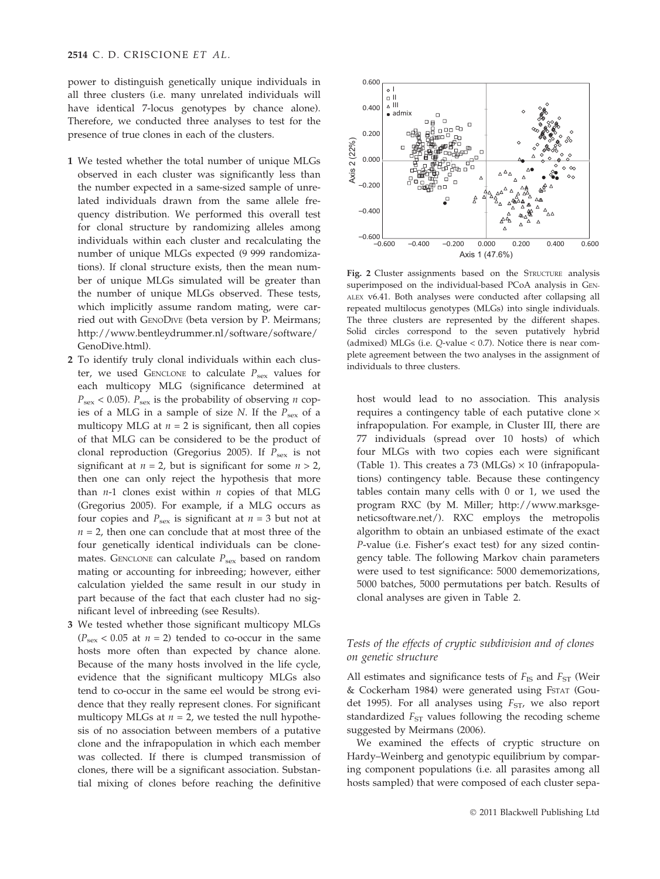power to distinguish genetically unique individuals in all three clusters (i.e. many unrelated individuals will have identical 7-locus genotypes by chance alone). Therefore, we conducted three analyses to test for the presence of true clones in each of the clusters.

1. We tested whether the total number of unique MLGs observed in each cluster was significantly less than the number expected in a same-sized sample of unrelated individuals drawn from the same allele frequency distribution. We performed this overall test for clonal structure by randomizing alleles among individuals within each cluster and recalculating the number of unique MLGs expected (9 999 randomizations). If clonal structure exists, then the mean number of unique MLGs simulated will be greater than the number of unique MLGs observed. These tests, which implicitly assume random mating, were carried out with GenoDive (beta version by P. Meirmans; http://www.bentleydrummer.nl/software/software/GenoDive.html).
2. To identify truly clonal individuals within each cluster, we used GenClone to calculate $P_{sex}$ values for each multicopy MLG (significance determined at $P_{sex} < 0.05$). $P_{sex}$ is the probability of observing $n$ copies of a MLG in a sample of size $N$. If the $P_{sex}$ of a multicopy MLG at $n = 2$ is significant, then all copies of that MLG can be considered to be the product of clonal reproduction (Gregorius 2005). If $P_{sex}$ is not significant at $n = 2$, but is significant for some $n > 2$, then one can only reject the hypothesis that more than $n$-1 clones exist within $n$ copies of that MLG (Gregorius 2005). For example, if a MLG occurs as four copies and $P_{sex}$ is significant at $n = 3$ but not at $n = 2$, then one can conclude that at most three of the four genetically identical individuals can be clonemates. GenClone can calculate $P_{sex}$ based on random mating or accounting for inbreeding; however, either calculation yielded the same result in our study in part because of the fact that each cluster had no significant level of inbreeding (see Results).
3. We tested whether those significant multicopy MLGs ($P_{sex} < 0.05$ at $n = 2$) tended to co-occur in the same hosts more often than expected by chance alone. Because of the many hosts involved in the life cycle, evidence that the significant multicopy MLGs also tend to co-occur in the same eel would be strong evidence that they really represent clones. For significant multicopy MLGs at $n = 2$, we tested the null hypothesis of no association between members of a putative clone and the infrapopulation in which each member was collected. If there is clumped transmission of clones, there will be a significant association. Substantial mixing of clones before reaching the definitive host would lead to no association. This analysis requires a contingency table of each putative clone × infrapopulation. For example, in Cluster III, there are 77 individuals (spread over 10 hosts) of which four MLGs with two copies each were significant (Table 1). This creates a 73 (MLGs) × 10 (infrapopulations) contingency table. Because these contingency tables contain many cells with 0 or 1, we used the program RXC (by M. Miller; http://www.marksgeneticsoftware.net/). RXC employs the metropolis algorithm to obtain an unbiased estimate of the exact $P$-value (i.e. Fisher's exact test) for any sized contingency table. The following Markov chain parameters were used to test significance: 5000 dememorizations, 5000 batches, 5000 permutations per batch. Results of clonal analyses are given in Table 2.

**Fig. 2** Cluster assignments based on the Structure analysis superimposed on the individual-based PCoA analysis in GenAlEx v6.41. Both analyses were conducted after collapsing all repeated multilocus genotypes (MLGs) into single individuals. The three clusters are represented by the different shapes. Solid circles correspond to the seven putatively hybrid (admixed) MLGs (i.e. $Q$-value < 0.7). Notice there is near complete agreement between the two analyses in the assignment of individuals to three clusters.

### Tests of the effects of cryptic subdivision and of clones on genetic structure

All estimates and significance tests of $F_{IS}$ and $F_{ST}$ (Weir & Cockerham 1984) were generated using Fstat (Goudet 1995). For all analyses using $F_{ST}$, we also report standardized $F_{ST}$ values following the recoding scheme suggested by Meirmans (2006).

We examined the effects of cryptic structure on Hardy–Weinberg and genotypic equilibrium by comparing component populations (i.e. all parasites among all hosts sampled) that were composed of each cluster sepa-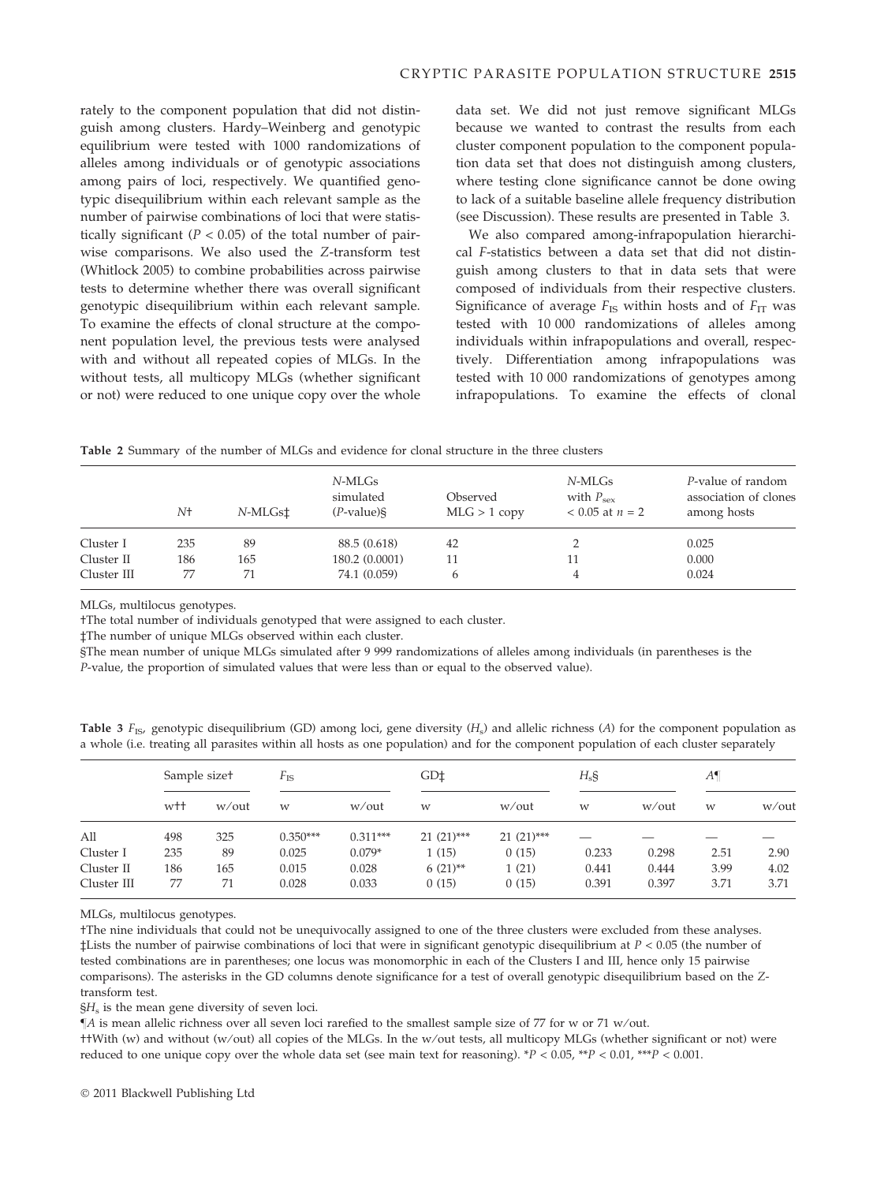rately to the component population that did not distinguish among clusters. Hardy–Weinberg and genotypic equilibrium were tested with 1000 randomizations of alleles among individuals or of genotypic associations among pairs of loci, respectively. We quantified genotypic disequilibrium within each relevant sample as the number of pairwise combinations of loci that were statistically significant ($P < 0.05$) of the total number of pairwise comparisons. We also used the $Z$-transform test (Whitlock 2005) to combine probabilities across pairwise tests to determine whether there was overall significant genotypic disequilibrium within each relevant sample. To examine the effects of clonal structure at the component population level, the previous tests were analysed with and without all repeated copies of MLGs. In the without tests, all multicopy MLGs (whether significant or not) were reduced to one unique copy over the whole data set. We did not just remove significant MLGs because we wanted to contrast the results from each cluster component population to the component population data set that does not distinguish among clusters, where testing clone significance cannot be done owing to lack of a suitable baseline allele frequency distribution (see Discussion). These results are presented in Table 3.

We also compared among-infrapopulation hierarchical $F$-statistics between a data set that did not distinguish among clusters to that in data sets that were composed of individuals from their respective clusters. Significance of average $F_{IS}$ within hosts and of $F_{IT}$ was tested with 10 000 randomizations of alleles among individuals within infrapopulations and overall, respectively. Differentiation among infrapopulations was tested with 10 000 randomizations of genotypes among infrapopulations. To examine the effects of clonal

**Table 2** Summary of the number of MLGs and evidence for clonal structure in the three clusters

| | $N$† | $N$-MLGs‡ | $N$-MLGs simulated ($P$-value)§ | Observed MLG > 1 copy | $N$-MLGs with $P_{sex}$ < 0.05 at $n$ = 2 | $P$-value of random association of clones among hosts |
|---|---|---|---|---|---|---|
| Cluster I | 235 | 89 | 88.5 (0.618) | 42 | 2 | 0.025 |
| Cluster II | 186 | 165 | 180.2 (0.0001) | 11 | 11 | 0.000 |
| Cluster III | 77 | 71 | 74.1 (0.059) | 6 | 4 | 0.024 |

MLGs, multilocus genotypes.

†The total number of individuals genotyped that were assigned to each cluster.

‡The number of unique MLGs observed within each cluster.

§The mean number of unique MLGs simulated after 9 999 randomizations of alleles among individuals (in parentheses is the $P$-value, the proportion of simulated values that were less than or equal to the observed value).

**Table 3** $F_{IS}$, genotypic disequilibrium (GD) among loci, gene diversity ($H_s$) and allelic richness ($A$) for the component population as a whole (i.e. treating all parasites within all hosts as one population) and for the component population of each cluster separately

| | Sample size† | | $F_{IS}$ | | GD‡ | | $H_s$§ | | $A$¶ | |
|---|---|---|---|---|---|---|---|---|---|---|
| | w†† | w/out | w | w/out | w | w/out | w | w/out | w | w/out |
| All | 498 | 325 | 0.350*** | 0.311*** | 21 (21)*** | 21 (21)*** | — | — | — | — |
| Cluster I | 235 | 89 | 0.025 | 0.079* | 1 (15) | 0 (15) | 0.233 | 0.298 | 2.51 | 2.90 |
| Cluster II | 186 | 165 | 0.015 | 0.028 | 6 (21)** | 1 (21) | 0.441 | 0.444 | 3.99 | 4.02 |
| Cluster III | 77 | 71 | 0.028 | 0.033 | 0 (15) | 0 (15) | 0.391 | 0.397 | 3.71 | 3.71 |

MLGs, multilocus genotypes.

†The nine individuals that could not be unequivocally assigned to one of the three clusters were excluded from these analyses.

‡Lists the number of pairwise combinations of loci that were in significant genotypic disequilibrium at $P < 0.05$ (the number of tested combinations are in parentheses; one locus was monomorphic in each of the Clusters I and III, hence only 15 pairwise comparisons). The asterisks in the GD columns denote significance for a test of overall genotypic disequilibrium based on the $Z$-transform test.

§$H_s$ is the mean gene diversity of seven loci.

¶$A$ is mean allelic richness over all seven loci rarefied to the smallest sample size of 77 for w or 71 w/out.

††With (w) and without (w/out) all copies of the MLGs. In the w/out tests, all multicopy MLGs (whether significant or not) were reduced to one unique copy over the whole data set (see main text for reasoning). *$P < 0.05$, **$P < 0.01$, ***$P < 0.001$.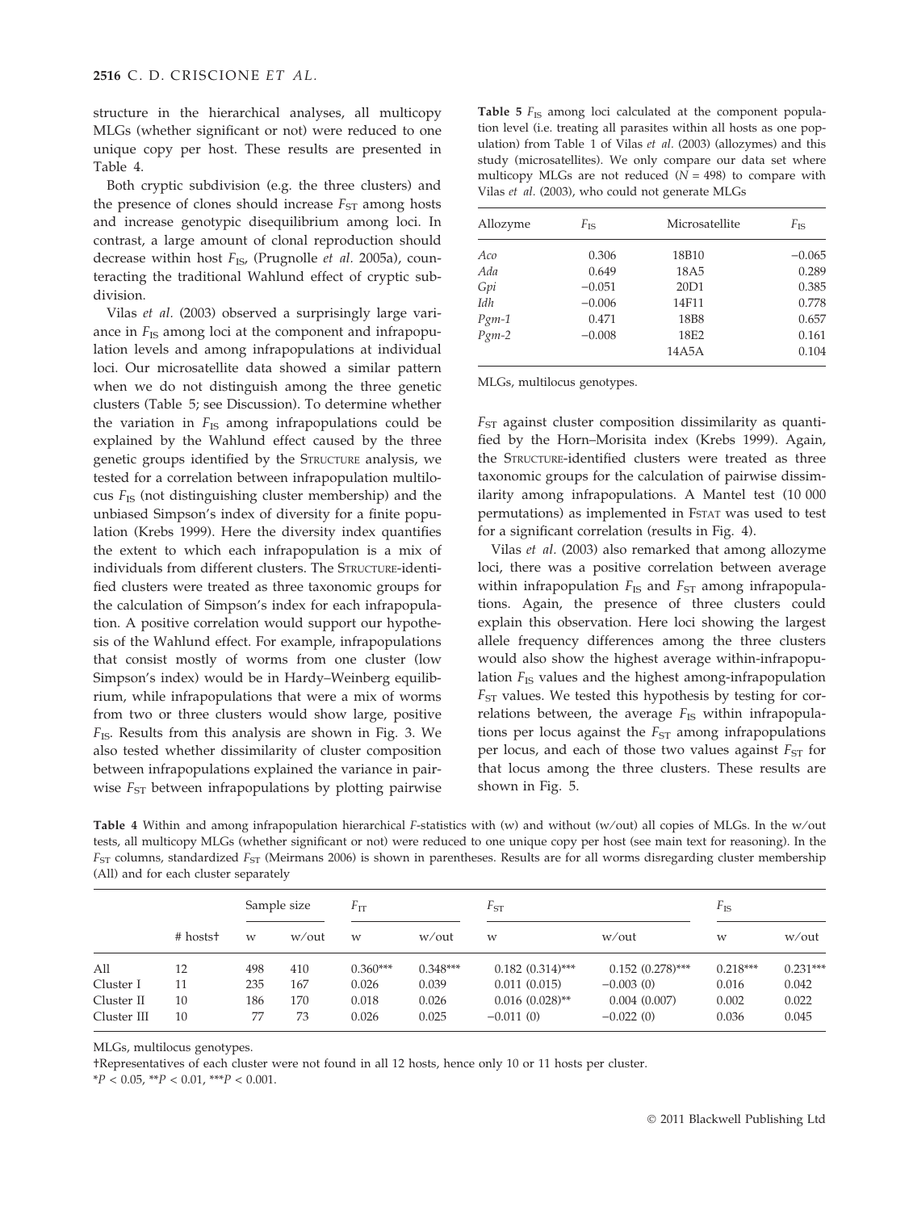structure in the hierarchical analyses, all multicopy MLGs (whether significant or not) were reduced to one unique copy per host. These results are presented in Table 4.

Both cryptic subdivision (e.g. the three clusters) and the presence of clones should increase $F_{ST}$ among hosts and increase genotypic disequilibrium among loci. In contrast, a large amount of clonal reproduction should decrease within host $F_{IS}$, (Prugnolle *et al.* 2005a), counteracting the traditional Wahlund effect of cryptic subdivision.

Vilas *et al.* (2003) observed a surprisingly large variance in $F_{IS}$ among loci at the component and infrapopulation levels and among infrapopulations at individual loci. Our microsatellite data showed a similar pattern when we do not distinguish among the three genetic clusters (Table 5; see Discussion). To determine whether the variation in $F_{IS}$ among infrapopulations could be explained by the Wahlund effect caused by the three genetic groups identified by the STRUCTURE analysis, we tested for a correlation between infrapopulation multilocus $F_{IS}$ (not distinguishing cluster membership) and the unbiased Simpson's index of diversity for a finite population (Krebs 1999). Here the diversity index quantifies the extent to which each infrapopulation is a mix of individuals from different clusters. The STRUCTURE-identified clusters were treated as three taxonomic groups for the calculation of Simpson's index for each infrapopulation. A positive correlation would support our hypothesis of the Wahlund effect. For example, infrapopulations that consist mostly of worms from one cluster (low Simpson's index) would be in Hardy–Weinberg equilibrium, while infrapopulations that were a mix of worms from two or three clusters would show large, positive $F_{IS}$. Results from this analysis are shown in Fig. 3. We also tested whether dissimilarity of cluster composition between infrapopulations explained the variance in pairwise $F_{ST}$ between infrapopulations by plotting pairwise $F_{ST}$ against cluster composition dissimilarity as quantified by the Horn–Morisita index (Krebs 1999). Again, the STRUCTURE-identified clusters were treated as three taxonomic groups for the calculation of pairwise dissimilarity among infrapopulations. A Mantel test (10 000 permutations) as implemented in FSTAT was used to test for a significant correlation (results in Fig. 4).

Vilas *et al.* (2003) also remarked that among allozyme loci, there was a positive correlation between average within infrapopulation $F_{IS}$ and $F_{ST}$ among infrapopulations. Again, the presence of three clusters could explain this observation. Here loci showing the largest allele frequency differences among the three clusters would also show the highest average within-infrapopulation $F_{IS}$ values and the highest among-infrapopulation $F_{ST}$ values. We tested this hypothesis by testing for correlations between, the average $F_{IS}$ within infrapopulations per locus against the $F_{ST}$ among infrapopulations per locus, and each of those two values against $F_{ST}$ for that locus among the three clusters. These results are shown in Fig. 5.

**Table 5** $F_{IS}$ among loci calculated at the component population level (i.e. treating all parasites within all hosts as one population) from Table 1 of Vilas *et al.* (2003) (allozymes) and this study (microsatellites). We only compare our data set where multicopy MLGs are not reduced ($N$ = 498) to compare with Vilas *et al.* (2003), who could not generate MLGs

| Allozyme | $F_{IS}$ | Microsatellite | $F_{IS}$ |
|---|---|---|---|
| *Aco* | 0.306 | 18B10 | −0.065 |
| *Ada* | 0.649 | 18A5 | 0.289 |
| *Gpi* | −0.051 | 20D1 | 0.385 |
| *Idh* | −0.006 | 14F11 | 0.778 |
| *Pgm-1* | 0.471 | 18B8 | 0.657 |
| *Pgm-2* | −0.008 | 18E2 | 0.161 |
| | | 14A5A | 0.104 |

MLGs, multilocus genotypes.

**Table 4** Within and among infrapopulation hierarchical *F*-statistics with (w) and without (w/out) all copies of MLGs. In the w/out tests, all multicopy MLGs (whether significant or not) were reduced to one unique copy per host (see main text for reasoning). In the $F_{ST}$ columns, standardized $F_{ST}$ (Meirmans 2006) is shown in parentheses. Results are for all worms disregarding cluster membership (All) and for each cluster separately

| | # hosts† | Sample size | | $F_{IT}$ | | $F_{ST}$ | | $F_{IS}$ | |
|---|---|---|---|---|---|---|---|---|---|
| | | w | w/out | w | w/out | w | w/out | w | w/out |
| All | 12 | 498 | 410 | 0.360*** | 0.348*** | 0.182 (0.314)*** | 0.152 (0.278)*** | 0.218*** | 0.231*** |
| Cluster I | 11 | 235 | 167 | 0.026 | 0.039 | 0.011 (0.015) | −0.003 (0) | 0.016 | 0.042 |
| Cluster II | 10 | 186 | 170 | 0.018 | 0.026 | 0.016 (0.028)** | 0.004 (0.007) | 0.002 | 0.022 |
| Cluster III | 10 | 77 | 73 | 0.026 | 0.025 | −0.011 (0) | −0.022 (0) | 0.036 | 0.045 |

MLGs, multilocus genotypes.

†Representatives of each cluster were not found in all 12 hosts, hence only 10 or 11 hosts per cluster.

*$P$ < 0.05, **$P$ < 0.01, ***$P$ < 0.001.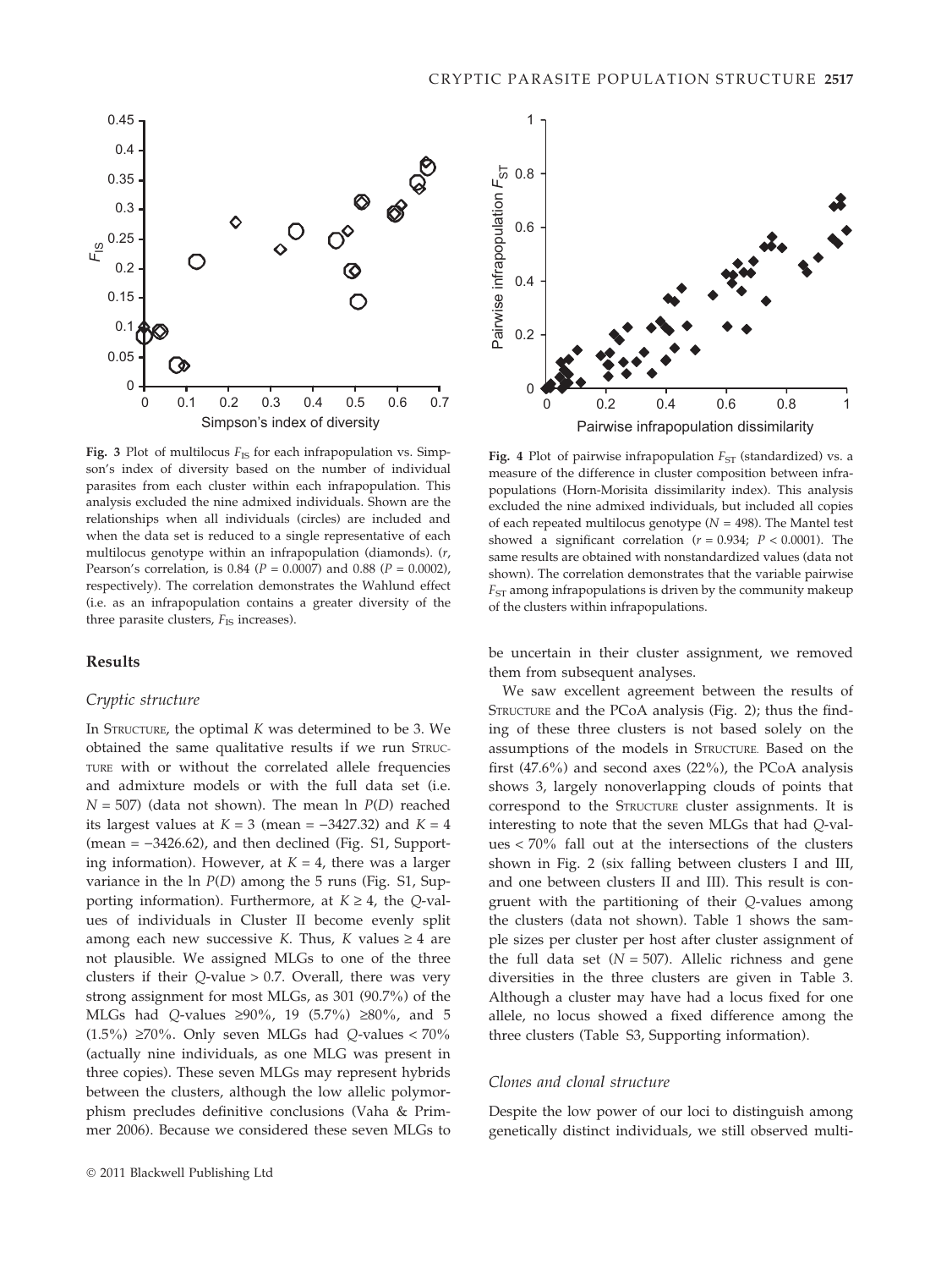**Fig. 3** Plot of multilocus $F_{IS}$ for each infrapopulation vs. Simpson's index of diversity based on the number of individual parasites from each cluster within each infrapopulation. This analysis excluded the nine admixed individuals. Shown are the relationships when all individuals (circles) are included and when the data set is reduced to a single representative of each multilocus genotype within an infrapopulation (diamonds). ($r$, Pearson's correlation, is 0.84 ($P = 0.0007$) and 0.88 ($P = 0.0002$), respectively). The correlation demonstrates the Wahlund effect (i.e. as an infrapopulation contains a greater diversity of the three parasite clusters, $F_{IS}$ increases).

**Fig. 4** Plot of pairwise infrapopulation $F_{ST}$ (standardized) vs. a measure of the difference in cluster composition between infrapopulations (Horn-Morisita dissimilarity index). This analysis excluded the nine admixed individuals, but included all copies of each repeated multilocus genotype ($N = 498$). The Mantel test showed a significant correlation ($r = 0.934$; $P < 0.0001$). The same results are obtained with nonstandardized values (data not shown). The correlation demonstrates that the variable pairwise $F_{ST}$ among infrapopulations is driven by the community makeup of the clusters within infrapopulations.

## Results

### Cryptic structure

In Structure, the optimal $K$ was determined to be 3. We obtained the same qualitative results if we run Structure with or without the correlated allele frequencies and admixture models or with the full data set (i.e. $N = 507$) (data not shown). The mean ln $P(D)$ reached its largest values at $K = 3$ (mean = −3427.32) and $K = 4$ (mean = −3426.62), and then declined (Fig. S1, Supporting information). However, at $K = 4$, there was a larger variance in the ln $P(D)$ among the 5 runs (Fig. S1, Supporting information). Furthermore, at $K \geq 4$, the $Q$-values of individuals in Cluster II become evenly split among each new successive $K$. Thus, $K$ values $\geq 4$ are not plausible. We assigned MLGs to one of the three clusters if their $Q$-value > 0.7. Overall, there was very strong assignment for most MLGs, as 301 (90.7%) of the MLGs had $Q$-values ≥90%, 19 (5.7%) ≥80%, and 5 (1.5%) ≥70%. Only seven MLGs had $Q$-values < 70% (actually nine individuals, as one MLG was present in three copies). These seven MLGs may represent hybrids between the clusters, although the low allelic polymorphism precludes definitive conclusions (Vaha & Primmer 2006). Because we considered these seven MLGs to be uncertain in their cluster assignment, we removed them from subsequent analyses.

We saw excellent agreement between the results of Structure and the PCoA analysis (Fig. 2); thus the finding of these three clusters is not based solely on the assumptions of the models in Structure. Based on the first (47.6%) and second axes (22%), the PCoA analysis shows 3, largely nonoverlapping clouds of points that correspond to the Structure cluster assignments. It is interesting to note that the seven MLGs that had $Q$-values < 70% fall out at the intersections of the clusters shown in Fig. 2 (six falling between clusters I and III, and one between clusters II and III). This result is congruent with the partitioning of their $Q$-values among the clusters (data not shown). Table 1 shows the sample sizes per cluster per host after cluster assignment of the full data set ($N = 507$). Allelic richness and gene diversities in the three clusters are given in Table 3. Although a cluster may have had a locus fixed for one allele, no locus showed a fixed difference among the three clusters (Table S3, Supporting information).

### Clones and clonal structure

Despite the low power of our loci to distinguish among genetically distinct individuals, we still observed multi-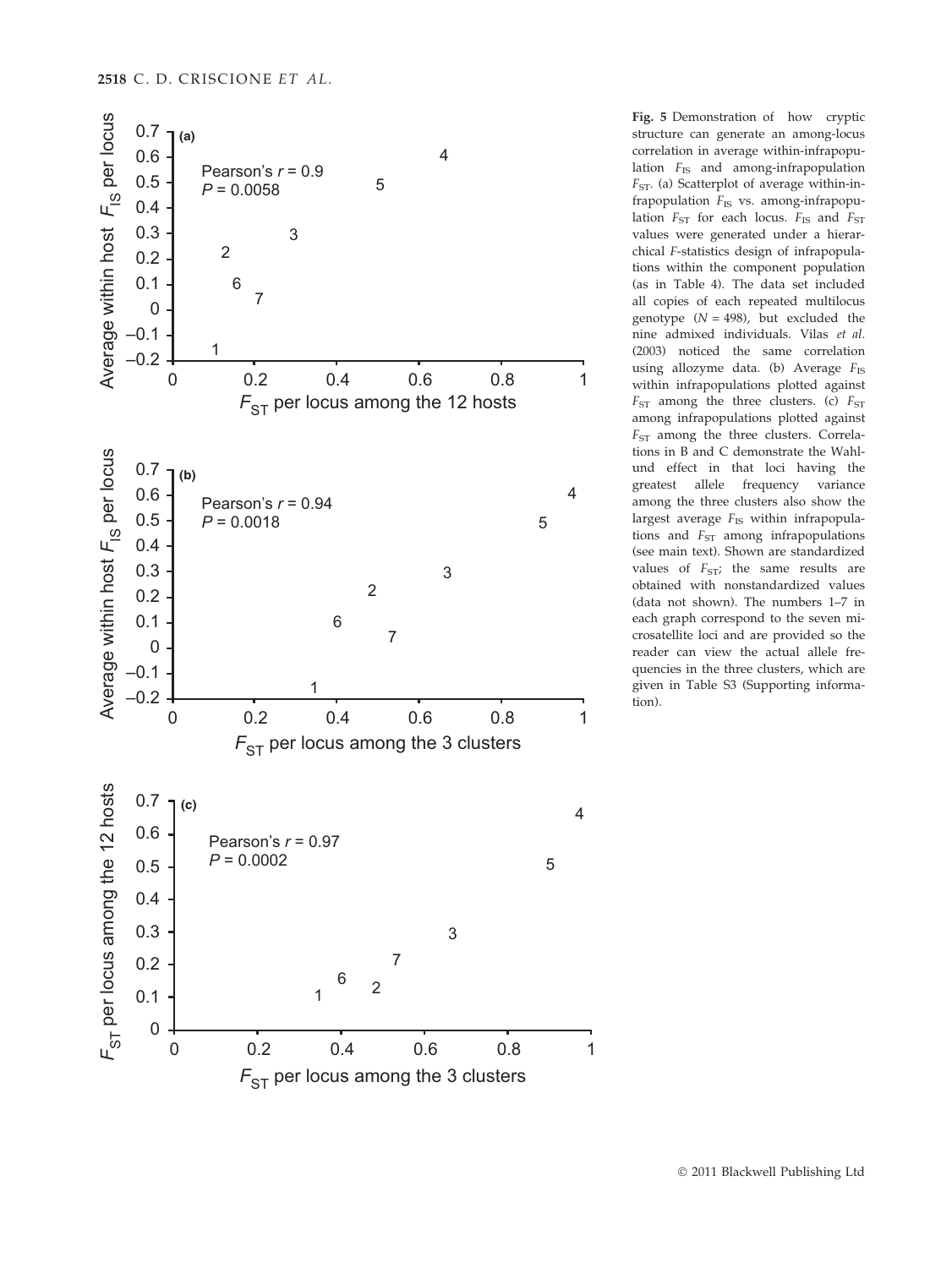**Fig. 5** Demonstration of how cryptic structure can generate an among-locus correlation in average within-infrapopulation $F_{IS}$ and among-infrapopulation $F_{ST}$. (a) Scatterplot of average within-infrapopulation $F_{IS}$ vs. among-infrapopulation $F_{ST}$ for each locus. $F_{IS}$ and $F_{ST}$ values were generated under a hierarchical *F*-statistics design of infrapopulations within the component population (as in Table 4). The data set included all copies of each repeated multilocus genotype ($N = 498$), but excluded the nine admixed individuals. Vilas *et al.* (2003) noticed the same correlation using allozyme data. (b) Average $F_{IS}$ within infrapopulations plotted against $F_{ST}$ among the three clusters. (c) $F_{ST}$ among infrapopulations plotted against $F_{ST}$ among the three clusters. Correlations in B and C demonstrate the Wahlund effect in that loci having the greatest allele frequency variance among the three clusters also show the largest average $F_{IS}$ within infrapopulations and $F_{ST}$ among infrapopulations (see main text). Shown are standardized values of $F_{ST}$; the same results are obtained with nonstandardized values (data not shown). The numbers 1–7 in each graph correspond to the seven microsatellite loci and are provided so the reader can view the actual allele frequencies in the three clusters, which are given in Table S3 (Supporting information).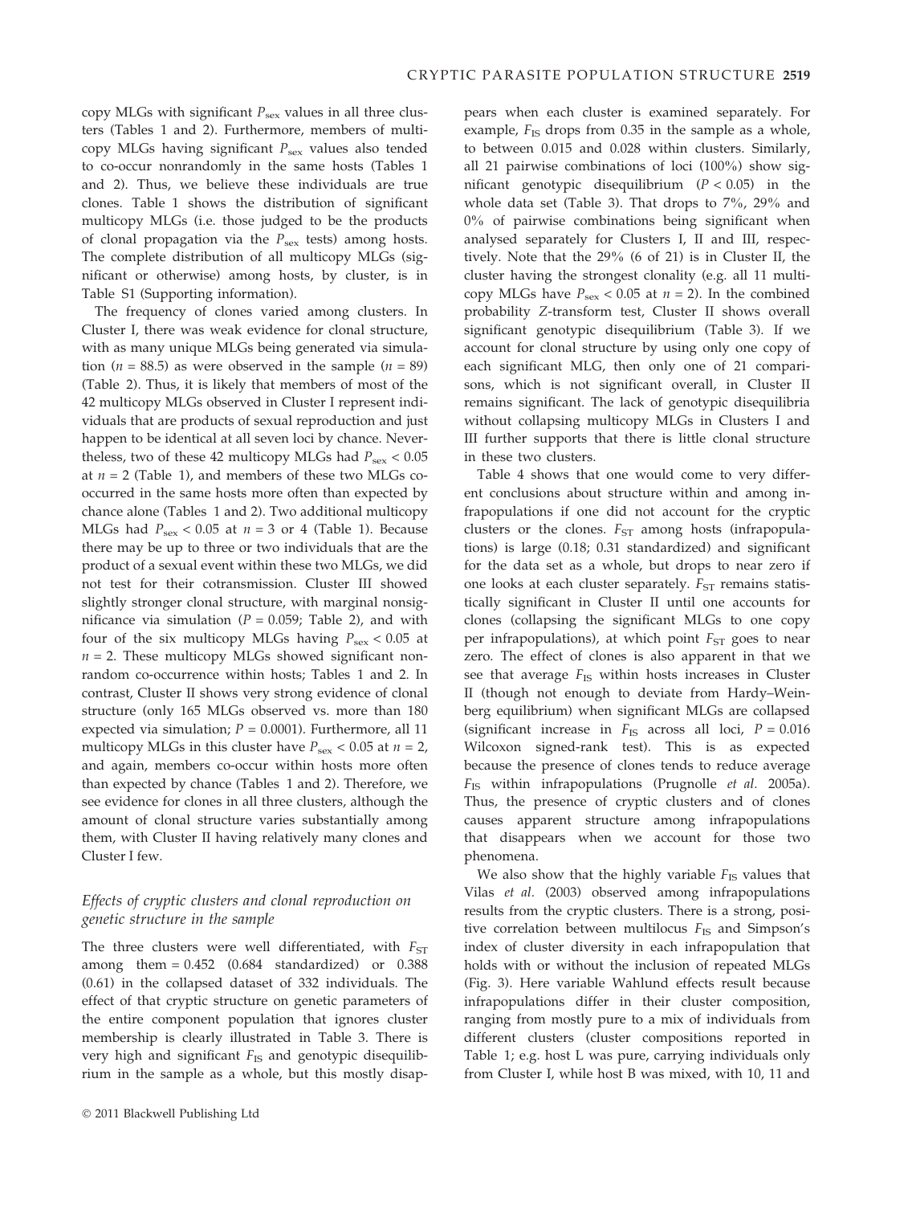copy MLGs with significant $P_{sex}$ values in all three clusters (Tables 1 and 2). Furthermore, members of multicopy MLGs having significant $P_{sex}$ values also tended to co-occur nonrandomly in the same hosts (Tables 1 and 2). Thus, we believe these individuals are true clones. Table 1 shows the distribution of significant multicopy MLGs (i.e. those judged to be the products of clonal propagation via the $P_{sex}$ tests) among hosts. The complete distribution of all multicopy MLGs (significant or otherwise) among hosts, by cluster, is in Table S1 (Supporting information).

The frequency of clones varied among clusters. In Cluster I, there was weak evidence for clonal structure, with as many unique MLGs being generated via simulation ($n$ = 88.5) as were observed in the sample ($n$ = 89) (Table 2). Thus, it is likely that members of most of the 42 multicopy MLGs observed in Cluster I represent individuals that are products of sexual reproduction and just happen to be identical at all seven loci by chance. Nevertheless, two of these 42 multicopy MLGs had $P_{sex} < 0.05$ at $n = 2$ (Table 1), and members of these two MLGs co-occurred in the same hosts more often than expected by chance alone (Tables 1 and 2). Two additional multicopy MLGs had $P_{sex} < 0.05$ at $n = 3$ or 4 (Table 1). Because there may be up to three or two individuals that are the product of a sexual event within these two MLGs, we did not test for their cotransmission. Cluster III showed slightly stronger clonal structure, with marginal nonsignificance via simulation ($P = 0.059$; Table 2), and with four of the six multicopy MLGs having $P_{sex} < 0.05$ at $n = 2$. These multicopy MLGs showed significant nonrandom co-occurrence within hosts; Tables 1 and 2. In contrast, Cluster II shows very strong evidence of clonal structure (only 165 MLGs observed vs. more than 180 expected via simulation; $P = 0.0001$). Furthermore, all 11 multicopy MLGs in this cluster have $P_{sex} < 0.05$ at $n = 2$, and again, members co-occur within hosts more often than expected by chance (Tables 1 and 2). Therefore, we see evidence for clones in all three clusters, although the amount of clonal structure varies substantially among them, with Cluster II having relatively many clones and Cluster I few.

### *Effects of cryptic clusters and clonal reproduction on genetic structure in the sample*

The three clusters were well differentiated, with $F_{ST}$ among them = 0.452 (0.684 standardized) or 0.388 (0.61) in the collapsed dataset of 332 individuals. The effect of that cryptic structure on genetic parameters of the entire component population that ignores cluster membership is clearly illustrated in Table 3. There is very high and significant $F_{IS}$ and genotypic disequilibrium in the sample as a whole, but this mostly disappears when each cluster is examined separately. For example, $F_{IS}$ drops from 0.35 in the sample as a whole, to between 0.015 and 0.028 within clusters. Similarly, all 21 pairwise combinations of loci (100%) show significant genotypic disequilibrium ($P < 0.05$) in the whole data set (Table 3). That drops to 7%, 29% and 0% of pairwise combinations being significant when analysed separately for Clusters I, II and III, respectively. Note that the 29% (6 of 21) is in Cluster II, the cluster having the strongest clonality (e.g. all 11 multicopy MLGs have $P_{sex} < 0.05$ at $n = 2$). In the combined probability $Z$-transform test, Cluster II shows overall significant genotypic disequilibrium (Table 3). If we account for clonal structure by using only one copy of each significant MLG, then only one of 21 comparisons, which is not significant overall, in Cluster II remains significant. The lack of genotypic disequilibria without collapsing multicopy MLGs in Clusters I and III further supports that there is little clonal structure in these two clusters.

Table 4 shows that one would come to very different conclusions about structure within and among infrapopulations if one did not account for the cryptic clusters or the clones. $F_{ST}$ among hosts (infrapopulations) is large (0.18; 0.31 standardized) and significant for the data set as a whole, but drops to near zero if one looks at each cluster separately. $F_{ST}$ remains statistically significant in Cluster II until one accounts for clones (collapsing the significant MLGs to one copy per infrapopulations), at which point $F_{ST}$ goes to near zero. The effect of clones is also apparent in that we see that average $F_{IS}$ within hosts increases in Cluster II (though not enough to deviate from Hardy–Weinberg equilibrium) when significant MLGs are collapsed (significant increase in $F_{IS}$ across all loci, $P = 0.016$ Wilcoxon signed-rank test). This is as expected because the presence of clones tends to reduce average $F_{IS}$ within infrapopulations (Prugnolle *et al.* 2005a). Thus, the presence of cryptic clusters and of clones causes apparent structure among infrapopulations that disappears when we account for those two phenomena.

We also show that the highly variable $F_{IS}$ values that Vilas *et al.* (2003) observed among infrapopulations results from the cryptic clusters. There is a strong, positive correlation between multilocus $F_{IS}$ and Simpson's index of cluster diversity in each infrapopulation that holds with or without the inclusion of repeated MLGs (Fig. 3). Here variable Wahlund effects result because infrapopulations differ in their cluster composition, ranging from mostly pure to a mix of individuals from different clusters (cluster compositions reported in Table 1; e.g. host L was pure, carrying individuals only from Cluster I, while host B was mixed, with 10, 11 and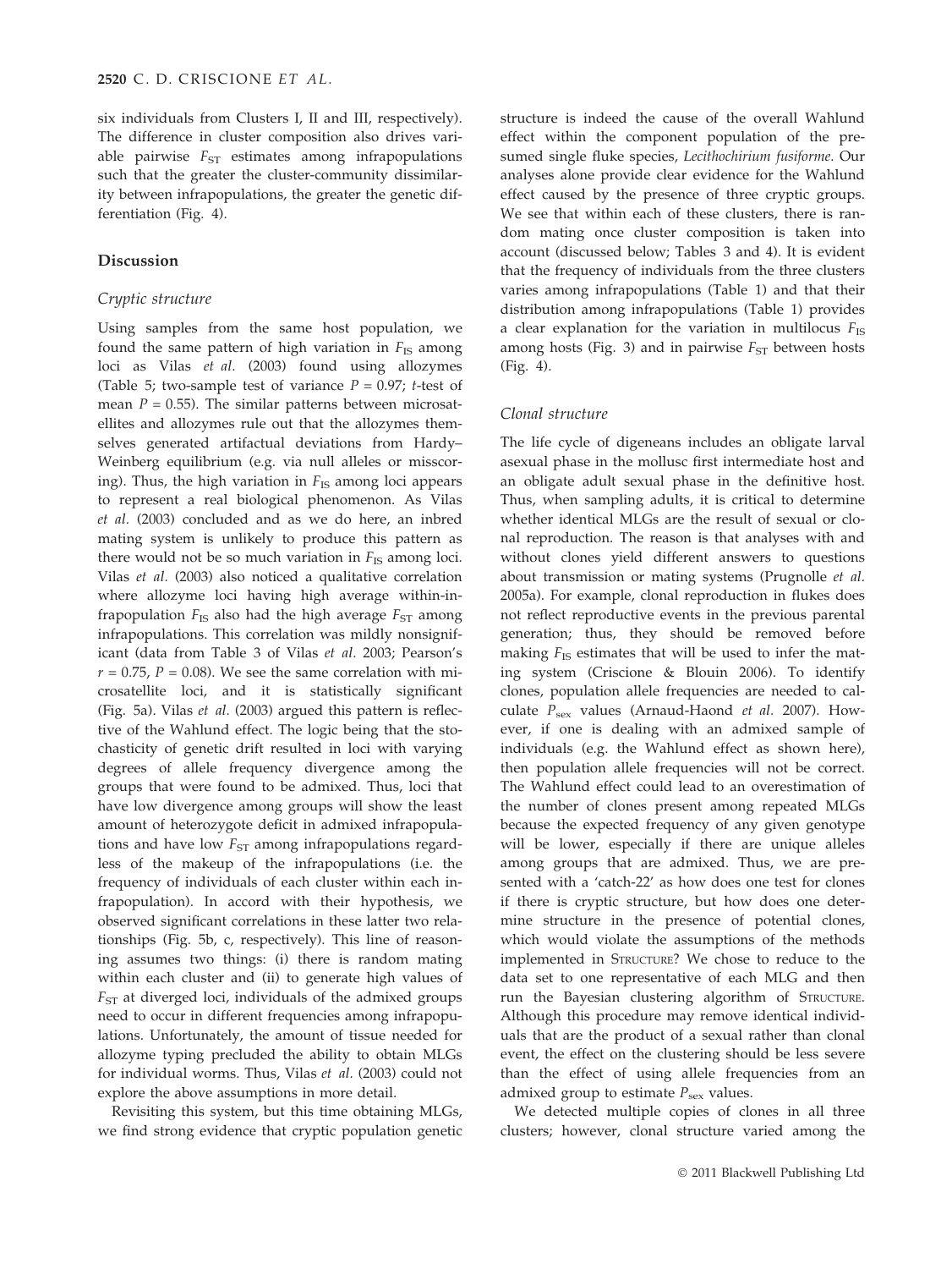six individuals from Clusters I, II and III, respectively). The difference in cluster composition also drives variable pairwise $F_{ST}$ estimates among infrapopulations such that the greater the cluster-community dissimilarity between infrapopulations, the greater the genetic differentiation (Fig. 4).

## Discussion

### Cryptic structure

Using samples from the same host population, we found the same pattern of high variation in $F_{IS}$ among loci as Vilas *et al.* (2003) found using allozymes (Table 5; two-sample test of variance $P = 0.97$; *t*-test of mean $P = 0.55$). The similar patterns between microsatellites and allozymes rule out that the allozymes themselves generated artifactual deviations from Hardy–Weinberg equilibrium (e.g. via null alleles or misscoring). Thus, the high variation in $F_{IS}$ among loci appears to represent a real biological phenomenon. As Vilas *et al.* (2003) concluded and as we do here, an inbred mating system is unlikely to produce this pattern as there would not be so much variation in $F_{IS}$ among loci. Vilas *et al.* (2003) also noticed a qualitative correlation where allozyme loci having high average within-infrapopulation $F_{IS}$ also had the high average $F_{ST}$ among infrapopulations. This correlation was mildly nonsignificant (data from Table 3 of Vilas *et al.* 2003; Pearson's $r = 0.75$, $P = 0.08$). We see the same correlation with microsatellite loci, and it is statistically significant (Fig. 5a). Vilas *et al.* (2003) argued this pattern is reflective of the Wahlund effect. The logic being that the stochasticity of genetic drift resulted in loci with varying degrees of allele frequency divergence among the groups that were found to be admixed. Thus, loci that have low divergence among groups will show the least amount of heterozygote deficit in admixed infrapopulations and have low $F_{ST}$ among infrapopulations regardless of the makeup of the infrapopulations (i.e. the frequency of individuals of each cluster within each infrapopulation). In accord with their hypothesis, we observed significant correlations in these latter two relationships (Fig. 5b, c, respectively). This line of reasoning assumes two things: (i) there is random mating within each cluster and (ii) to generate high values of $F_{ST}$ at diverged loci, individuals of the admixed groups need to occur in different frequencies among infrapopulations. Unfortunately, the amount of tissue needed for allozyme typing precluded the ability to obtain MLGs for individual worms. Thus, Vilas *et al.* (2003) could not explore the above assumptions in more detail.

Revisiting this system, but this time obtaining MLGs, we find strong evidence that cryptic population genetic structure is indeed the cause of the overall Wahlund effect within the component population of the presumed single fluke species, *Lecithochirium fusiforme*. Our analyses alone provide clear evidence for the Wahlund effect caused by the presence of three cryptic groups. We see that within each of these clusters, there is random mating once cluster composition is taken into account (discussed below; Tables 3 and 4). It is evident that the frequency of individuals from the three clusters varies among infrapopulations (Table 1) and that their distribution among infrapopulations (Table 1) provides a clear explanation for the variation in multilocus $F_{IS}$ among hosts (Fig. 3) and in pairwise $F_{ST}$ between hosts (Fig. 4).

### Clonal structure

The life cycle of digeneans includes an obligate larval asexual phase in the mollusc first intermediate host and an obligate adult sexual phase in the definitive host. Thus, when sampling adults, it is critical to determine whether identical MLGs are the result of sexual or clonal reproduction. The reason is that analyses with and without clones yield different answers to questions about transmission or mating systems (Prugnolle *et al.* 2005a). For example, clonal reproduction in flukes does not reflect reproductive events in the previous parental generation; thus, they should be removed before making $F_{IS}$ estimates that will be used to infer the mating system (Criscione & Blouin 2006). To identify clones, population allele frequencies are needed to calculate $P_{sex}$ values (Arnaud-Haond *et al.* 2007). However, if one is dealing with an admixed sample of individuals (e.g. the Wahlund effect as shown here), then population allele frequencies will not be correct. The Wahlund effect could lead to an overestimation of the number of clones present among repeated MLGs because the expected frequency of any given genotype will be lower, especially if there are unique alleles among groups that are admixed. Thus, we are presented with a 'catch-22' as how does one test for clones if there is cryptic structure, but how does one determine structure in the presence of potential clones, which would violate the assumptions of the methods implemented in STRUCTURE? We chose to reduce to the data set to one representative of each MLG and then run the Bayesian clustering algorithm of STRUCTURE. Although this procedure may remove identical individuals that are the product of a sexual rather than clonal event, the effect on the clustering should be less severe than the effect of using allele frequencies from an admixed group to estimate $P_{sex}$ values.

We detected multiple copies of clones in all three clusters; however, clonal structure varied among the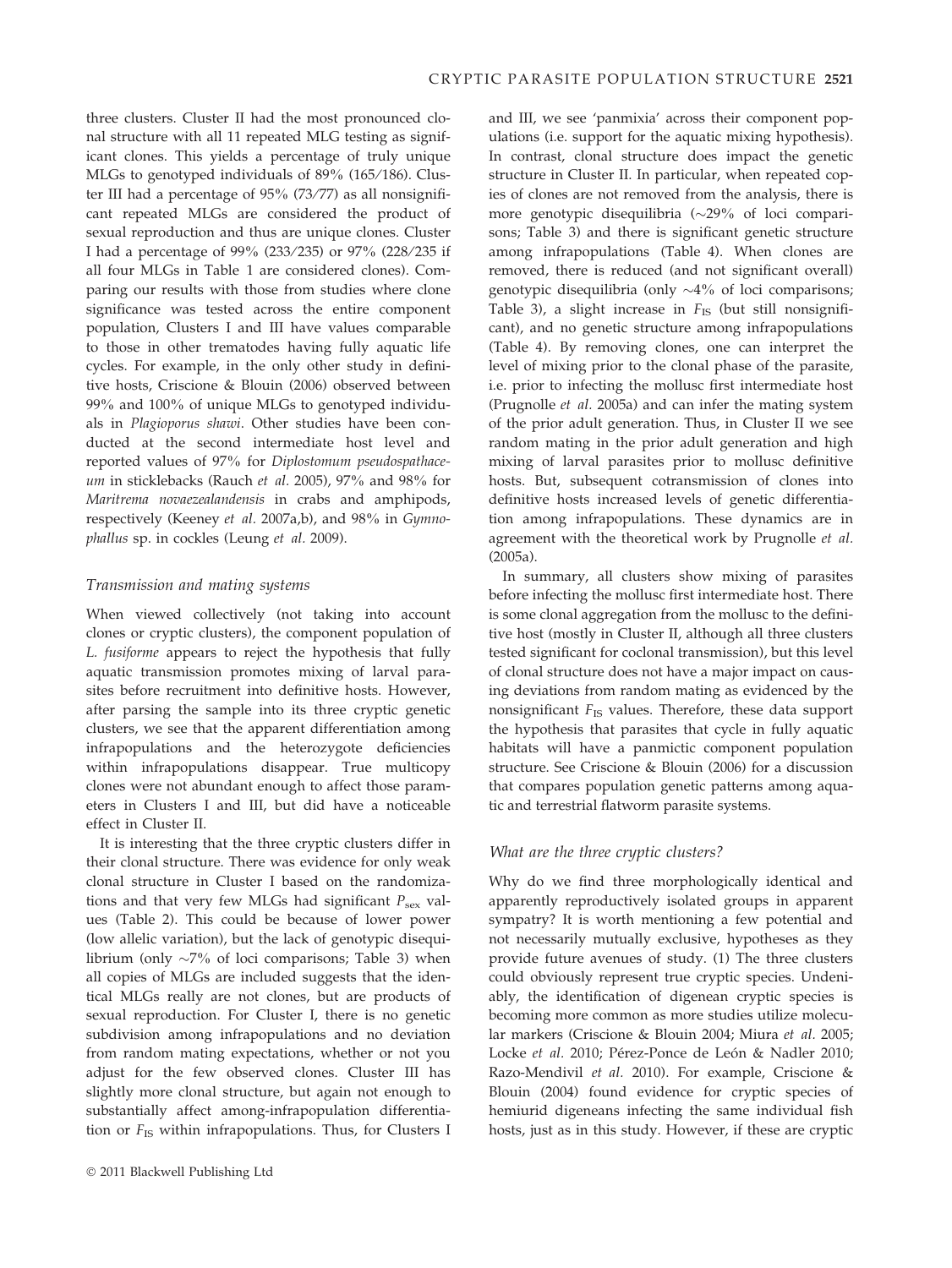three clusters. Cluster II had the most pronounced clonal structure with all 11 repeated MLG testing as significant clones. This yields a percentage of truly unique MLGs to genotyped individuals of 89% (165/186). Cluster III had a percentage of 95% (73/77) as all nonsignificant repeated MLGs are considered the product of sexual reproduction and thus are unique clones. Cluster I had a percentage of 99% (233/235) or 97% (228/235 if all four MLGs in Table 1 are considered clones). Comparing our results with those from studies where clone significance was tested across the entire component population, Clusters I and III have values comparable to those in other trematodes having fully aquatic life cycles. For example, in the only other study in definitive hosts, Criscione & Blouin (2006) observed between 99% and 100% of unique MLGs to genotyped individuals in *Plagioporus shawi*. Other studies have been conducted at the second intermediate host level and reported values of 97% for *Diplostomum pseudospathaceum* in sticklebacks (Rauch *et al.* 2005), 97% and 98% for *Maritrema novaezealandensis* in crabs and amphipods, respectively (Keeney *et al.* 2007a,b), and 98% in *Gymnophallus* sp. in cockles (Leung *et al.* 2009).

### Transmission and mating systems

When viewed collectively (not taking into account clones or cryptic clusters), the component population of *L. fusiforme* appears to reject the hypothesis that fully aquatic transmission promotes mixing of larval parasites before recruitment into definitive hosts. However, after parsing the sample into its three cryptic genetic clusters, we see that the apparent differentiation among infrapopulations and the heterozygote deficiencies within infrapopulations disappear. True multicopy clones were not abundant enough to affect those parameters in Clusters I and III, but did have a noticeable effect in Cluster II.

It is interesting that the three cryptic clusters differ in their clonal structure. There was evidence for only weak clonal structure in Cluster I based on the randomizations and that very few MLGs had significant $P_{sex}$ values (Table 2). This could be because of lower power (low allelic variation), but the lack of genotypic disequilibrium (only ~7% of loci comparisons; Table 3) when all copies of MLGs are included suggests that the identical MLGs really are not clones, but are products of sexual reproduction. For Cluster I, there is no genetic subdivision among infrapopulations and no deviation from random mating expectations, whether or not you adjust for the few observed clones. Cluster III has slightly more clonal structure, but again not enough to substantially affect among-infrapopulation differentiation or $F_{IS}$ within infrapopulations. Thus, for Clusters I and III, we see 'panmixia' across their component populations (i.e. support for the aquatic mixing hypothesis). In contrast, clonal structure does impact the genetic structure in Cluster II. In particular, when repeated copies of clones are not removed from the analysis, there is more genotypic disequilibria (~29% of loci comparisons; Table 3) and there is significant genetic structure among infrapopulations (Table 4). When clones are removed, there is reduced (and not significant overall) genotypic disequilibria (only ~4% of loci comparisons; Table 3), a slight increase in $F_{IS}$ (but still nonsignificant), and no genetic structure among infrapopulations (Table 4). By removing clones, one can interpret the level of mixing prior to the clonal phase of the parasite, i.e. prior to infecting the mollusc first intermediate host (Prugnolle *et al.* 2005a) and can infer the mating system of the prior adult generation. Thus, in Cluster II we see random mating in the prior adult generation and high mixing of larval parasites prior to mollusc definitive hosts. But, subsequent cotransmission of clones into definitive hosts increased levels of genetic differentiation among infrapopulations. These dynamics are in agreement with the theoretical work by Prugnolle *et al.* (2005a).

In summary, all clusters show mixing of parasites before infecting the mollusc first intermediate host. There is some clonal aggregation from the mollusc to the definitive host (mostly in Cluster II, although all three clusters tested significant for coclonal transmission), but this level of clonal structure does not have a major impact on causing deviations from random mating as evidenced by the nonsignificant $F_{IS}$ values. Therefore, these data support the hypothesis that parasites that cycle in fully aquatic habitats will have a panmictic component population structure. See Criscione & Blouin (2006) for a discussion that compares population genetic patterns among aquatic and terrestrial flatworm parasite systems.

### What are the three cryptic clusters?

Why do we find three morphologically identical and apparently reproductively isolated groups in apparent sympatry? It is worth mentioning a few potential and not necessarily mutually exclusive, hypotheses as they provide future avenues of study. (1) The three clusters could obviously represent true cryptic species. Undeniably, the identification of digenean cryptic species is becoming more common as more studies utilize molecular markers (Criscione & Blouin 2004; Miura *et al.* 2005; Locke *et al.* 2010; Pérez-Ponce de León & Nadler 2010; Razo-Mendivil *et al.* 2010). For example, Criscione & Blouin (2004) found evidence for cryptic species of hemiurid digeneans infecting the same individual fish hosts, just as in this study. However, if these are cryptic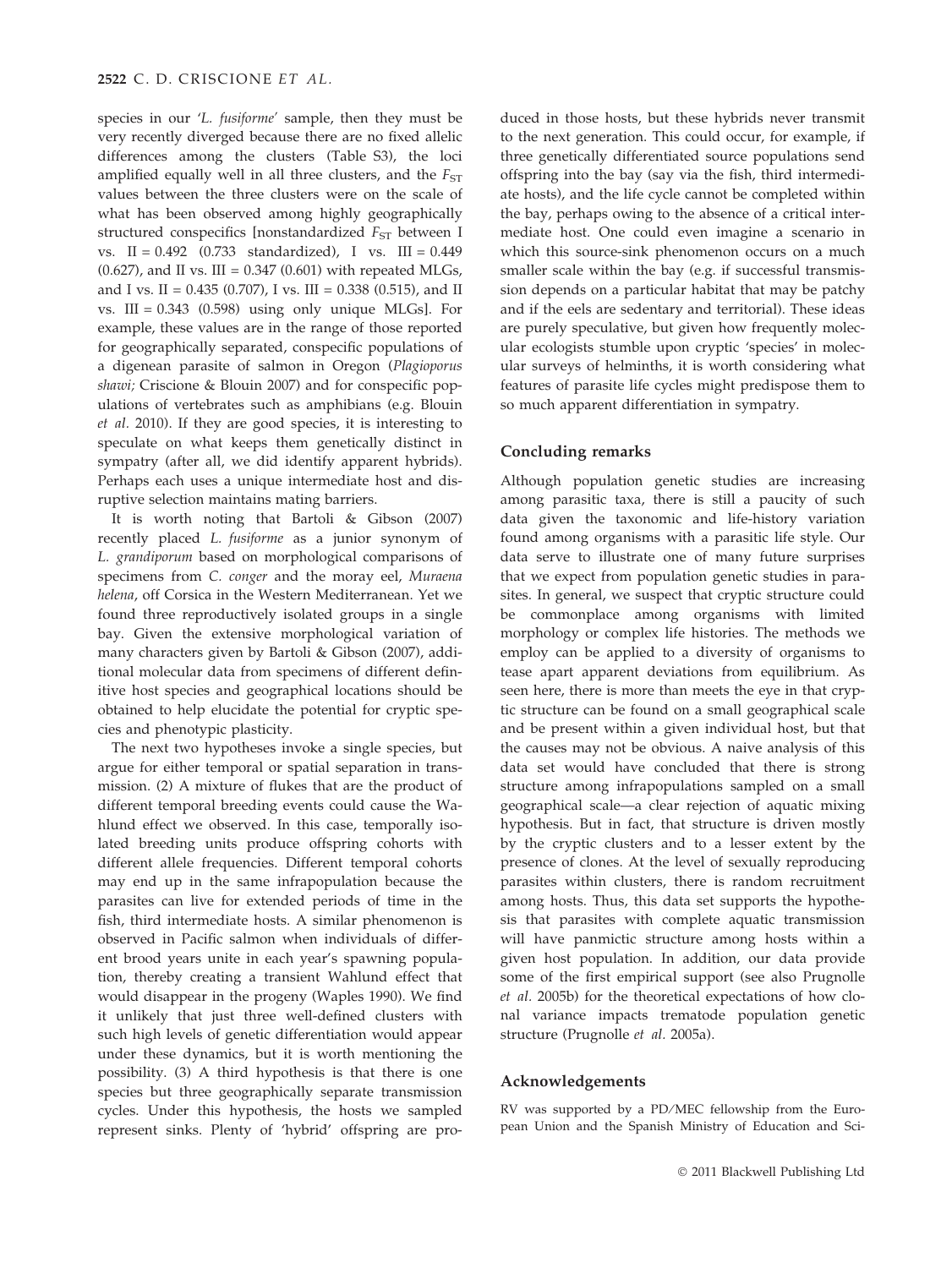species in our '*L. fusiforme*' sample, then they must be very recently diverged because there are no fixed allelic differences among the clusters (Table S3), the loci amplified equally well in all three clusters, and the $F_{ST}$ values between the three clusters were on the scale of what has been observed among highly geographically structured conspecifics [nonstandardized $F_{ST}$ between I vs. II = 0.492 (0.733 standardized), I vs. III = 0.449 (0.627), and II vs. III = 0.347 (0.601) with repeated MLGs, and I vs. II = 0.435 (0.707), I vs. III = 0.338 (0.515), and II vs. III = 0.343 (0.598) using only unique MLGs]. For example, these values are in the range of those reported for geographically separated, conspecific populations of a digenean parasite of salmon in Oregon (*Plagioporus shawi*; Criscione & Blouin 2007) and for conspecific populations of vertebrates such as amphibians (e.g. Blouin *et al.* 2010). If they are good species, it is interesting to speculate on what keeps them genetically distinct in sympatry (after all, we did identify apparent hybrids). Perhaps each uses a unique intermediate host and disruptive selection maintains mating barriers.

It is worth noting that Bartoli & Gibson (2007) recently placed *L. fusiforme* as a junior synonym of *L. grandiporum* based on morphological comparisons of specimens from *C. conger* and the moray eel, *Muraena helena*, off Corsica in the Western Mediterranean. Yet we found three reproductively isolated groups in a single bay. Given the extensive morphological variation of many characters given by Bartoli & Gibson (2007), additional molecular data from specimens of different definitive host species and geographical locations should be obtained to help elucidate the potential for cryptic species and phenotypic plasticity.

The next two hypotheses invoke a single species, but argue for either temporal or spatial separation in transmission. (2) A mixture of flukes that are the product of different temporal breeding events could cause the Wahlund effect we observed. In this case, temporally isolated breeding units produce offspring cohorts with different allele frequencies. Different temporal cohorts may end up in the same infrapopulation because the parasites can live for extended periods of time in the fish, third intermediate hosts. A similar phenomenon is observed in Pacific salmon when individuals of different brood years unite in each year's spawning population, thereby creating a transient Wahlund effect that would disappear in the progeny (Waples 1990). We find it unlikely that just three well-defined clusters with such high levels of genetic differentiation would appear under these dynamics, but it is worth mentioning the possibility. (3) A third hypothesis is that there is one species but three geographically separate transmission cycles. Under this hypothesis, the hosts we sampled represent sinks. Plenty of 'hybrid' offspring are produced in those hosts, but these hybrids never transmit to the next generation. This could occur, for example, if three genetically differentiated source populations send offspring into the bay (say via the fish, third intermediate hosts), and the life cycle cannot be completed within the bay, perhaps owing to the absence of a critical intermediate host. One could even imagine a scenario in which this source-sink phenomenon occurs on a much smaller scale within the bay (e.g. if successful transmission depends on a particular habitat that may be patchy and if the eels are sedentary and territorial). These ideas are purely speculative, but given how frequently molecular ecologists stumble upon cryptic 'species' in molecular surveys of helminths, it is worth considering what features of parasite life cycles might predispose them to so much apparent differentiation in sympatry.

## Concluding remarks

Although population genetic studies are increasing among parasitic taxa, there is still a paucity of such data given the taxonomic and life-history variation found among organisms with a parasitic life style. Our data serve to illustrate one of many future surprises that we expect from population genetic studies in parasites. In general, we suspect that cryptic structure could be commonplace among organisms with limited morphology or complex life histories. The methods we employ can be applied to a diversity of organisms to tease apart apparent deviations from equilibrium. As seen here, there is more than meets the eye in that cryptic structure can be found on a small geographical scale and be present within a given individual host, but that the causes may not be obvious. A naive analysis of this data set would have concluded that there is strong structure among infrapopulations sampled on a small geographical scale—a clear rejection of aquatic mixing hypothesis. But in fact, that structure is driven mostly by the cryptic clusters and to a lesser extent by the presence of clones. At the level of sexually reproducing parasites within clusters, there is random recruitment among hosts. Thus, this data set supports the hypothesis that parasites with complete aquatic transmission will have panmictic structure among hosts within a given host population. In addition, our data provide some of the first empirical support (see also Prugnolle *et al.* 2005b) for the theoretical expectations of how clonal variance impacts trematode population genetic structure (Prugnolle *et al.* 2005a).

## Acknowledgements

RV was supported by a PD/MEC fellowship from the European Union and the Spanish Ministry of Education and Sci-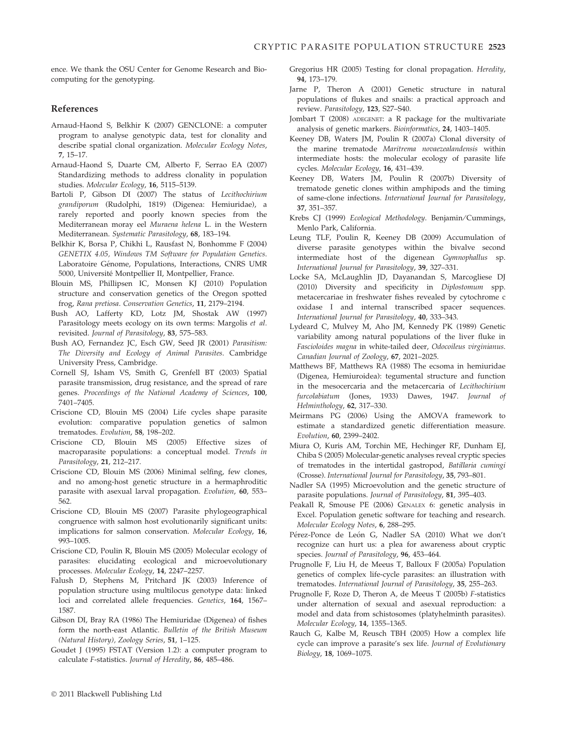ence. We thank the OSU Center for Genome Research and Biocomputing for the genotyping.

## References

Arnaud-Haond S, Belkhir K (2007) GENCLONE: a computer program to analyse genotypic data, test for clonality and describe spatial clonal organization. *Molecular Ecology Notes*, **7**, 15–17.

Arnaud-Haond S, Duarte CM, Alberto F, Serrao EA (2007) Standardizing methods to address clonality in population studies. *Molecular Ecology*, **16**, 5115–5139.

Bartoli P, Gibson DI (2007) The status of *Lecithochirium grandiporum* (Rudolphi, 1819) (Digenea: Hemiuridae), a rarely reported and poorly known species from the Mediterranean moray eel *Muraena helena* L. in the Western Mediterranean. *Systematic Parasitology*, **68**, 183–194.

Belkhir K, Borsa P, Chikhi L, Rausfast N, Bonhomme F (2004) *GENETIX 4.05, Windows TM Software for Population Genetics*. Laboratoire Génome, Populations, Interactions, CNRS UMR 5000, Université Montpellier II, Montpellier, France.

Blouin MS, Phillipsen IC, Monsen KJ (2010) Population structure and conservation genetics of the Oregon spotted frog, *Rana pretiosa*. *Conservation Genetics*, **11**, 2179–2194.

Bush AO, Lafferty KD, Lotz JM, Shostak AW (1997) Parasitology meets ecology on its own terms: Margolis *et al.* revisited. *Journal of Parasitology*, **83**, 575–583.

Bush AO, Fernandez JC, Esch GW, Seed JR (2001) *Parasitism: The Diversity and Ecology of Animal Parasites*. Cambridge University Press, Cambridge.

Cornell SJ, Isham VS, Smith G, Grenfell BT (2003) Spatial parasite transmission, drug resistance, and the spread of rare genes. *Proceedings of the National Academy of Sciences*, **100**, 7401–7405.

Criscione CD, Blouin MS (2004) Life cycles shape parasite evolution: comparative population genetics of salmon trematodes. *Evolution*, **58**, 198–202.

Criscione CD, Blouin MS (2005) Effective sizes of macroparasite populations: a conceptual model. *Trends in Parasitology*, **21**, 212–217.

Criscione CD, Blouin MS (2006) Minimal selfing, few clones, and no among-host genetic structure in a hermaphroditic parasite with asexual larval propagation. *Evolution*, **60**, 553–562.

Criscione CD, Blouin MS (2007) Parasite phylogeographical congruence with salmon host evolutionarily significant units: implications for salmon conservation. *Molecular Ecology*, **16**, 993–1005.

Criscione CD, Poulin R, Blouin MS (2005) Molecular ecology of parasites: elucidating ecological and microevolutionary processes. *Molecular Ecology*, **14**, 2247–2257.

Falush D, Stephens M, Pritchard JK (2003) Inference of population structure using multilocus genotype data: linked loci and correlated allele frequencies. *Genetics*, **164**, 1567–1587.

Gibson DI, Bray RA (1986) The Hemiuridae (Digenea) of fishes form the north-east Atlantic. *Bulletin of the British Museum (Natural History), Zoology Series*, **51**, 1–125.

Goudet J (1995) FSTAT (Version 1.2): a computer program to calculate *F*-statistics. *Journal of Heredity*, **86**, 485–486.

Gregorius HR (2005) Testing for clonal propagation. *Heredity*, **94**, 173–179.

Jarne P, Theron A (2001) Genetic structure in natural populations of flukes and snails: a practical approach and review. *Parasitology*, **123**, S27–S40.

Jombart T (2008) ADEGENET: a R package for the multivariate analysis of genetic markers. *Bioinformatics*, **24**, 1403–1405.

Keeney DB, Waters JM, Poulin R (2007a) Clonal diversity of the marine trematode *Maritrema novaezealandensis* within intermediate hosts: the molecular ecology of parasite life cycles. *Molecular Ecology*, **16**, 431–439.

Keeney DB, Waters JM, Poulin R (2007b) Diversity of trematode genetic clones within amphipods and the timing of same-clone infections. *International Journal for Parasitology*, **37**, 351–357.

Krebs CJ (1999) *Ecological Methodology*. Benjamin/Cummings, Menlo Park, California.

Leung TLF, Poulin R, Keeney DB (2009) Accumulation of diverse parasite genotypes within the bivalve second intermediate host of the digenean *Gymnophallus* sp. *International Journal for Parasitology*, **39**, 327–331.

Locke SA, McLaughlin JD, Dayanandan S, Marcogliese DJ (2010) Diversity and specificity in *Diplostomum* spp. metacercariae in freshwater fishes revealed by cytochrome c oxidase I and internal transcribed spacer sequences. *International Journal for Parasitology*, **40**, 333–343.

Lydeard C, Mulvey M, Aho JM, Kennedy PK (1989) Genetic variability among natural populations of the liver fluke in *Fascioloides magna* in white-tailed deer, *Odocoileus virginianus*. *Canadian Journal of Zoology*, **67**, 2021–2025.

Matthews BF, Matthews RA (1988) The ecsoma in hemiuridae (Digenea, Hemiuroidea): tegumental structure and function in the mesocercaria and the metacercaria of *Lecithochirium furcolabiatum* (Jones, 1933) Dawes, 1947. *Journal of Helminthology*, **62**, 317–330.

Meirmans PG (2006) Using the AMOVA framework to estimate a standardized genetic differentiation measure. *Evolution*, **60**, 2399–2402.

Miura O, Kuris AM, Torchin ME, Hechinger RF, Dunham EJ, Chiba S (2005) Molecular-genetic analyses reveal cryptic species of trematodes in the intertidal gastropod, *Batillaria cumingi* (Crosse). *International Journal for Parasitology*, **35**, 793–801.

Nadler SA (1995) Microevolution and the genetic structure of parasite populations. *Journal of Parasitology*, **81**, 395–403.

Peakall R, Smouse PE (2006) GENALEX 6: genetic analysis in Excel. Population genetic software for teaching and research. *Molecular Ecology Notes*, **6**, 288–295.

Pérez-Ponce de León G, Nadler SA (2010) What we don't recognize can hurt us: a plea for awareness about cryptic species. *Journal of Parasitology*, **96**, 453–464.

Prugnolle F, Liu H, de Meeus T, Balloux F (2005a) Population genetics of complex life-cycle parasites: an illustration with trematodes. *International Journal of Parasitology*, **35**, 255–263.

Prugnolle F, Roze D, Theron A, de Meeus T (2005b) *F*-statistics under alternation of sexual and asexual reproduction: a model and data from schistosomes (platyhelminth parasites). *Molecular Ecology*, **14**, 1355–1365.

Rauch G, Kalbe M, Reusch TBH (2005) How a complex life cycle can improve a parasite's sex life. *Journal of Evolutionary Biology*, **18**, 1069–1075.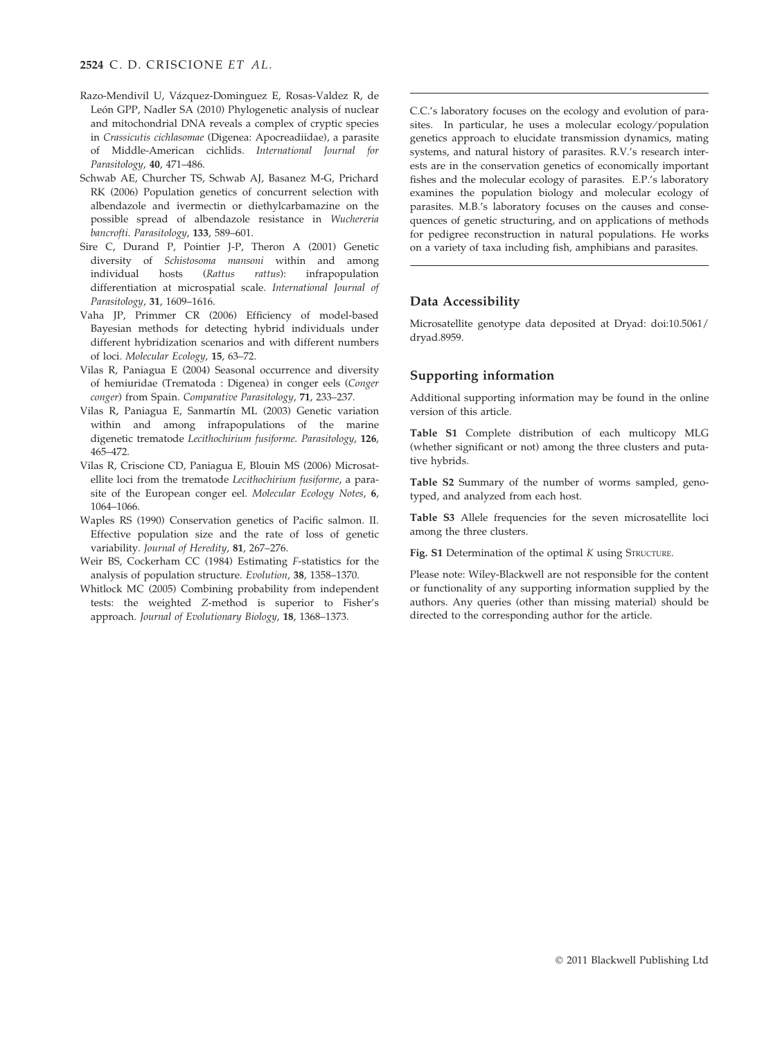Razo-Mendivil U, Vázquez-Dominguez E, Rosas-Valdez R, de León GPP, Nadler SA (2010) Phylogenetic analysis of nuclear and mitochondrial DNA reveals a complex of cryptic species in *Crassicutis cichlasomae* (Digenea: Apocreadiidae), a parasite of Middle-American cichlids. *International Journal for Parasitology*, **40**, 471–486.

Schwab AE, Churcher TS, Schwab AJ, Basanez M-G, Prichard RK (2006) Population genetics of concurrent selection with albendazole and ivermectin or diethylcarbamazine on the possible spread of albendazole resistance in *Wuchereria bancrofti*. *Parasitology*, **133**, 589–601.

Sire C, Durand P, Pointier J-P, Theron A (2001) Genetic diversity of *Schistosoma mansoni* within and among individual hosts (*Rattus rattus*): infrapopulation differentiation at microspatial scale. *International Journal of Parasitology*, **31**, 1609–1616.

Vaha JP, Primmer CR (2006) Efficiency of model-based Bayesian methods for detecting hybrid individuals under different hybridization scenarios and with different numbers of loci. *Molecular Ecology*, **15**, 63–72.

Vilas R, Paniagua E (2004) Seasonal occurrence and diversity of hemiuridae (Trematoda : Digenea) in conger eels (*Conger conger*) from Spain. *Comparative Parasitology*, **71**, 233–237.

Vilas R, Paniagua E, Sanmartín ML (2003) Genetic variation within and among infrapopulations of the marine digenetic trematode *Lecithochirium fusiforme*. *Parasitology*, **126**, 465–472.

Vilas R, Criscione CD, Paniagua E, Blouin MS (2006) Microsatellite loci from the trematode *Lecithochirium fusiforme*, a parasite of the European conger eel. *Molecular Ecology Notes*, **6**, 1064–1066.

Waples RS (1990) Conservation genetics of Pacific salmon. II. Effective population size and the rate of loss of genetic variability. *Journal of Heredity*, **81**, 267–276.

Weir BS, Cockerham CC (1984) Estimating *F*-statistics for the analysis of population structure. *Evolution*, **38**, 1358–1370.

Whitlock MC (2005) Combining probability from independent tests: the weighted *Z*-method is superior to Fisher's approach. *Journal of Evolutionary Biology*, **18**, 1368–1373.

---

C.C.'s laboratory focuses on the ecology and evolution of parasites. In particular, he uses a molecular ecology/population genetics approach to elucidate transmission dynamics, mating systems, and natural history of parasites. R.V.'s research interests are in the conservation genetics of economically important fishes and the molecular ecology of parasites. E.P.'s laboratory examines the population biology and molecular ecology of parasites. M.B.'s laboratory focuses on the causes and consequences of genetic structuring, and on applications of methods for pedigree reconstruction in natural populations. He works on a variety of taxa including fish, amphibians and parasites.

---

## Data Accessibility

Microsatellite genotype data deposited at Dryad: doi:10.5061/dryad.8959.

## Supporting information

Additional supporting information may be found in the online version of this article.

**Table S1** Complete distribution of each multicopy MLG (whether significant or not) among the three clusters and putative hybrids.

**Table S2** Summary of the number of worms sampled, genotyped, and analyzed from each host.

**Table S3** Allele frequencies for the seven microsatellite loci among the three clusters.

**Fig. S1** Determination of the optimal *K* using STRUCTURE.

Please note: Wiley-Blackwell are not responsible for the content or functionality of any supporting information supplied by the authors. Any queries (other than missing material) should be directed to the corresponding author for the article.